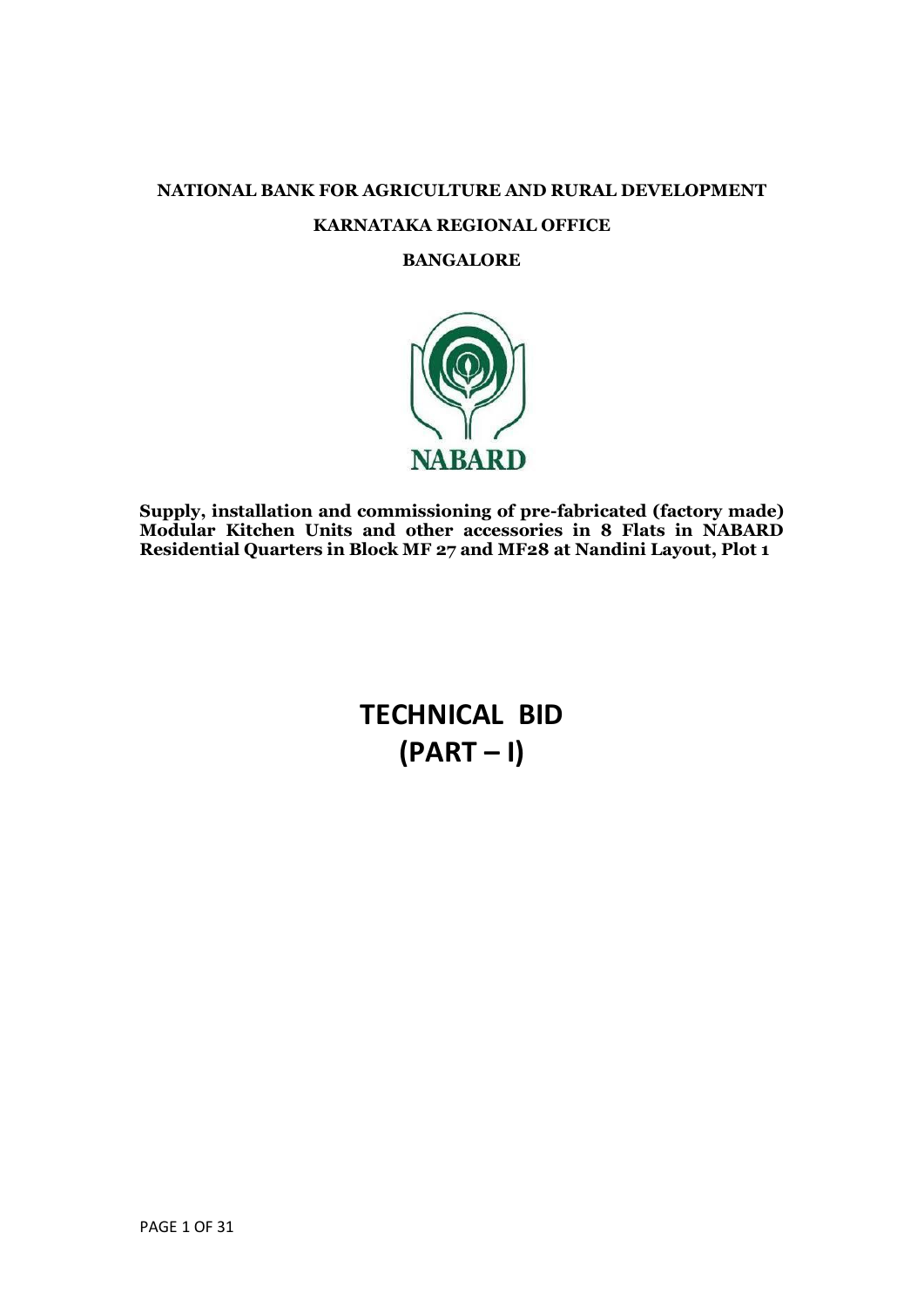**NATIONAL BANK FOR AGRICULTURE AND RURAL DEVELOPMENT**

**KARNATAKA REGIONAL OFFICE**

**BANGALORE**

NABARD

**Supply, installation and commissioning of pre-fabricated (factory made) Modular Kitchen Units and other accessories in 8 Flats in NABARD Residential Quarters in Block MF 27 and MF28 at Nandini Layout, Plot 1**

# TECHNICAL BID
# (PART – I)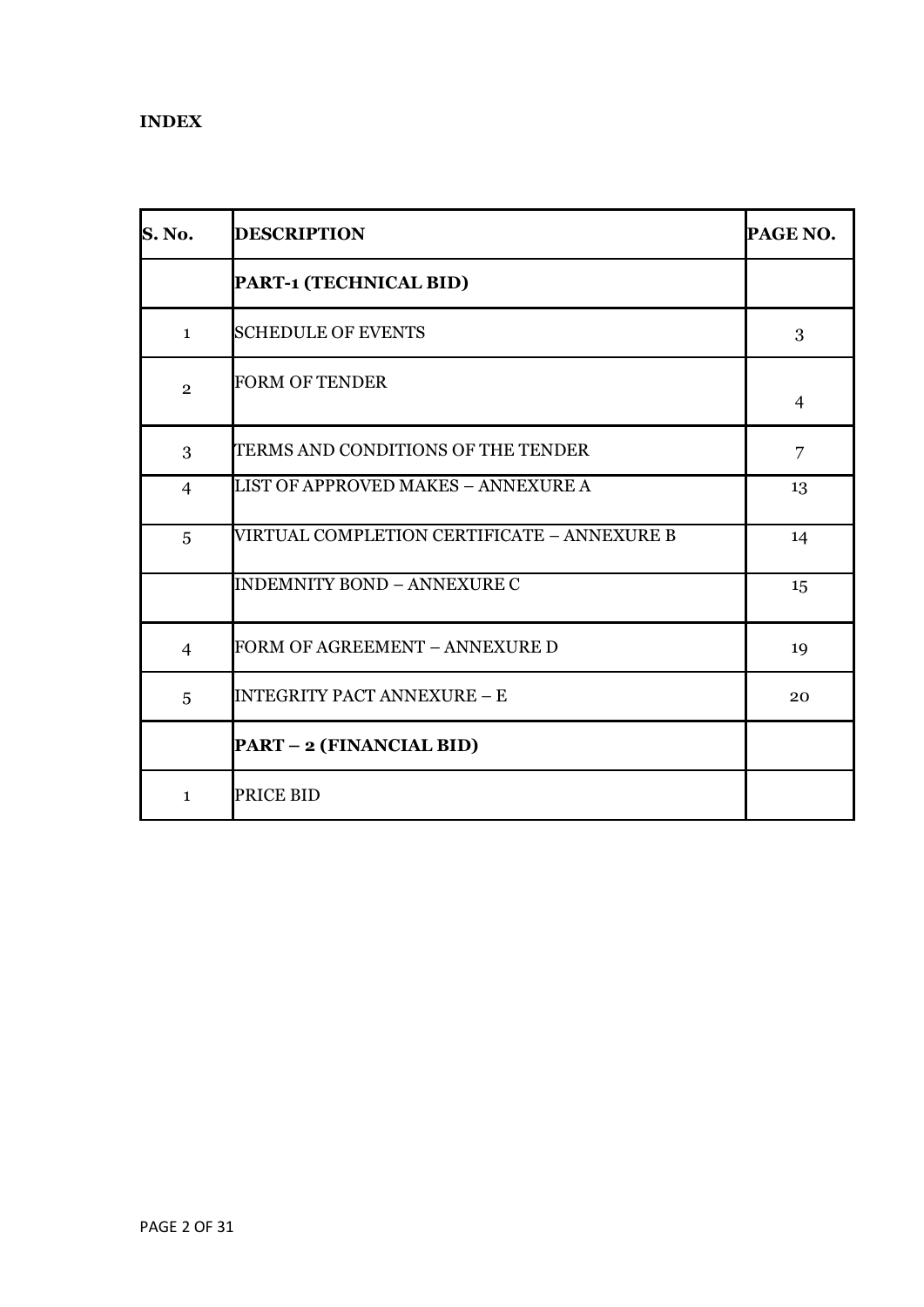**INDEX**

| S. No. | DESCRIPTION | PAGE NO. |
|---|---|---|
| | **PART-1 (TECHNICAL BID)** | |
| 1 | SCHEDULE OF EVENTS | 3 |
| 2 | FORM OF TENDER | 4 |
| 3 | TERMS AND CONDITIONS OF THE TENDER | 7 |
| 4 | LIST OF APPROVED MAKES – ANNEXURE A | 13 |
| 5 | VIRTUAL COMPLETION CERTIFICATE – ANNEXURE B | 14 |
| | INDEMNITY BOND – ANNEXURE C | 15 |
| 4 | FORM OF AGREEMENT – ANNEXURE D | 19 |
| 5 | INTEGRITY PACT ANNEXURE – E | 20 |
| | **PART – 2 (FINANCIAL BID)** | |
| 1 | PRICE BID | |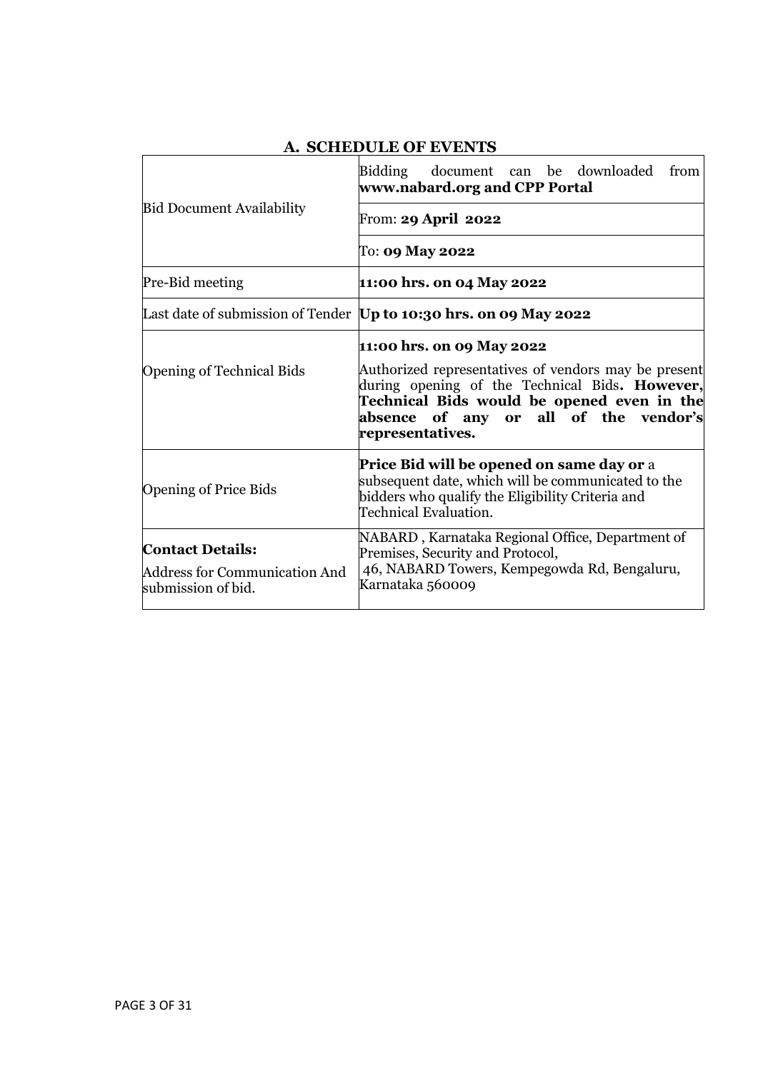## A. SCHEDULE OF EVENTS

| | |
|---|---|
| Bid Document Availability | Bidding document can be downloaded from **www.nabard.org and CPP Portal** |
| | From: **29 April 2022** |
| | To: **09 May 2022** |
| Pre-Bid meeting | **11:00 hrs. on 04 May 2022** |
| Last date of submission of Tender | **Up to 10:30 hrs. on 09 May 2022** |
| Opening of Technical Bids | **11:00 hrs. on 09 May 2022**<br><br>Authorized representatives of vendors may be present during opening of the Technical Bids**. However, Technical Bids would be opened even in the absence of any or all of the vendor's representatives.** |
| Opening of Price Bids | **Price Bid will be opened on same day or** a subsequent date, which will be communicated to the bidders who qualify the Eligibility Criteria and Technical Evaluation. |
| **Contact Details:**<br><br>Address for Communication And submission of bid. | NABARD , Karnataka Regional Office, Department of Premises, Security and Protocol,<br>46, NABARD Towers, Kempegowda Rd, Bengaluru, Karnataka 560009 |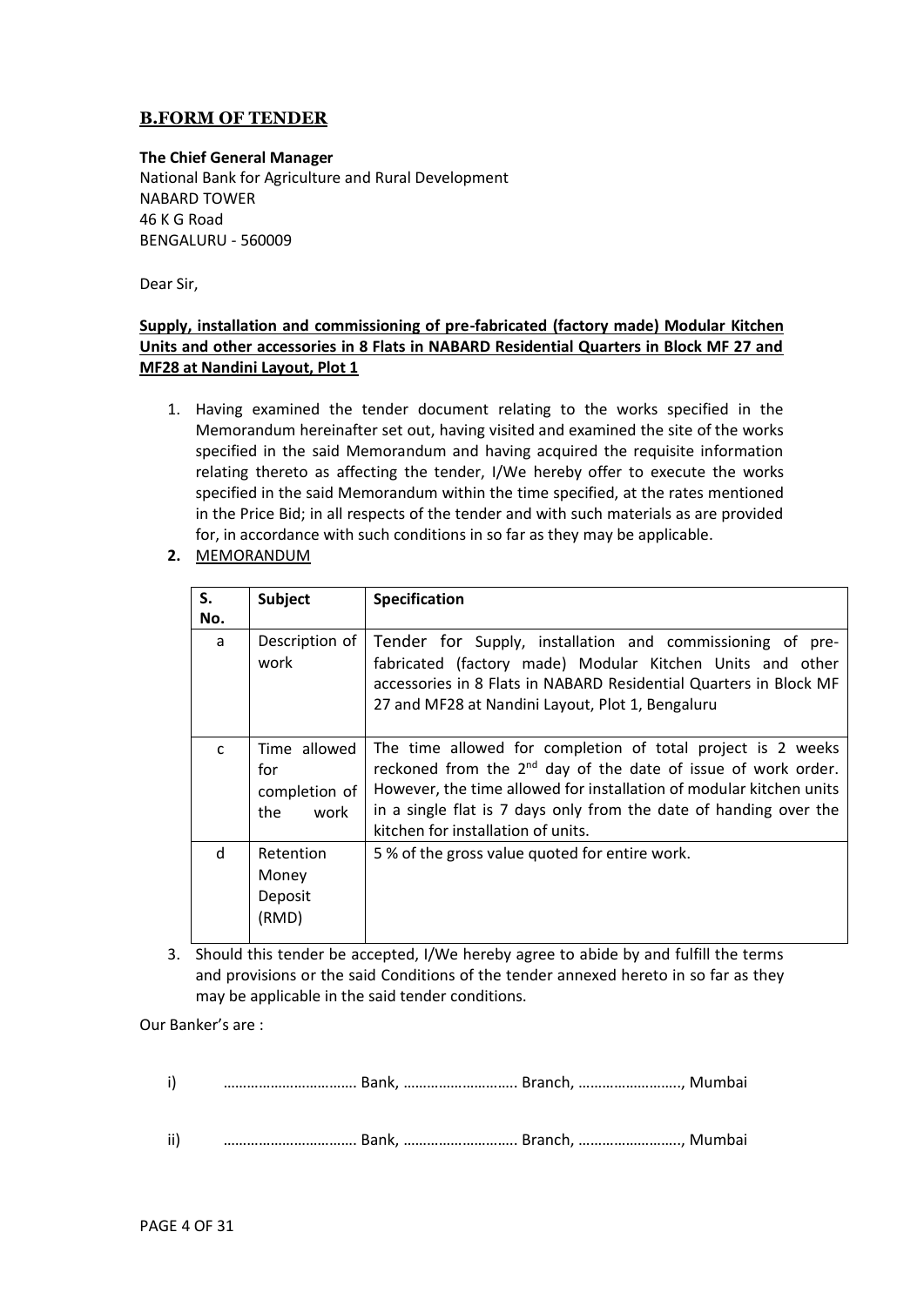## B.FORM OF TENDER

**The Chief General Manager**
National Bank for Agriculture and Rural Development
NABARD TOWER
46 K G Road
BENGALURU - 560009

Dear Sir,

**Supply, installation and commissioning of pre-fabricated (factory made) Modular Kitchen Units and other accessories in 8 Flats in NABARD Residential Quarters in Block MF 27 and MF28 at Nandini Layout, Plot 1**

1. Having examined the tender document relating to the works specified in the Memorandum hereinafter set out, having visited and examined the site of the works specified in the said Memorandum and having acquired the requisite information relating thereto as affecting the tender, I/We hereby offer to execute the works specified in the said Memorandum within the time specified, at the rates mentioned in the Price Bid; in all respects of the tender and with such materials as are provided for, in accordance with such conditions in so far as they may be applicable.
2. MEMORANDUM

| S. No. | Subject | Specification |
|---|---|---|
| a | Description of work | Tender for Supply, installation and commissioning of pre-fabricated (factory made) Modular Kitchen Units and other accessories in 8 Flats in NABARD Residential Quarters in Block MF 27 and MF28 at Nandini Layout, Plot 1, Bengaluru |
| c | Time allowed for completion of the work | The time allowed for completion of total project is 2 weeks reckoned from the 2nd day of the date of issue of work order. However, the time allowed for installation of modular kitchen units in a single flat is 7 days only from the date of handing over the kitchen for installation of units. |
| d | Retention Money Deposit (RMD) | 5 % of the gross value quoted for entire work. |

3. Should this tender be accepted, I/We hereby agree to abide by and fulfill the terms and provisions or the said Conditions of the tender annexed hereto in so far as they may be applicable in the said tender conditions.

Our Banker's are :

i) ……………………………. Bank, ……………………….. Branch, …………………….., Mumbai

ii) ……………………………. Bank, ……………………….. Branch, …………………….., Mumbai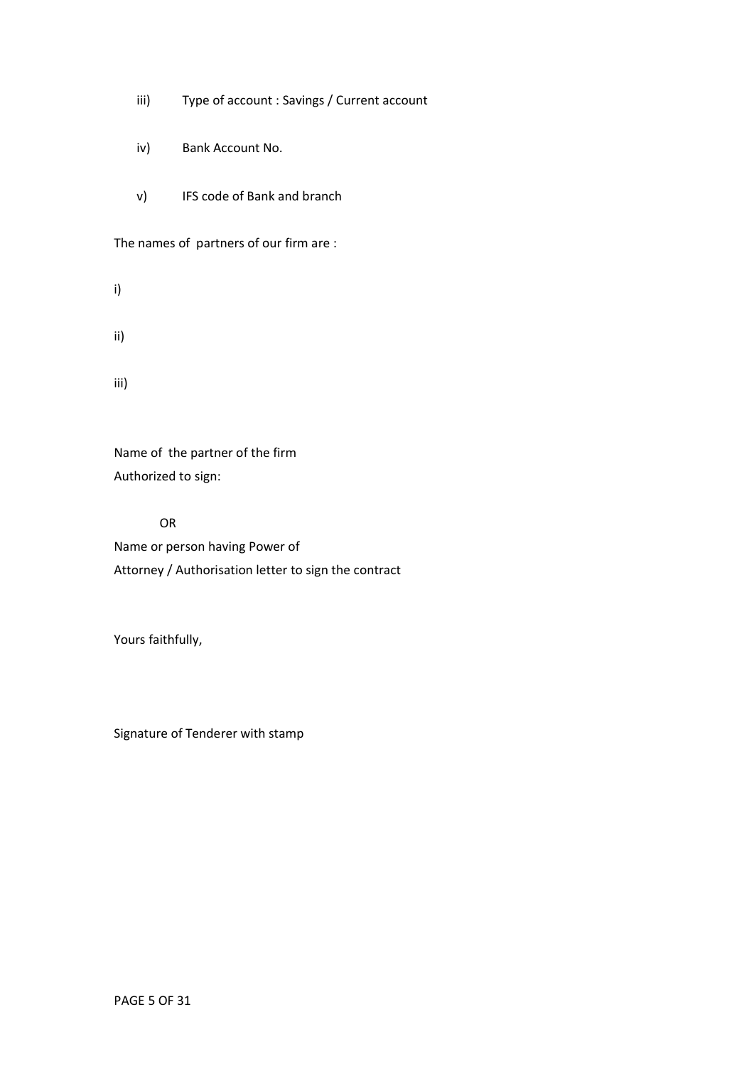iii) Type of account : Savings / Current account

iv) Bank Account No.

v) IFS code of Bank and branch

The names of partners of our firm are :

i)

ii)

iii)

Name of the partner of the firm
Authorized to sign:

OR

Name or person having Power of
Attorney / Authorisation letter to sign the contract

Yours faithfully,

Signature of Tenderer with stamp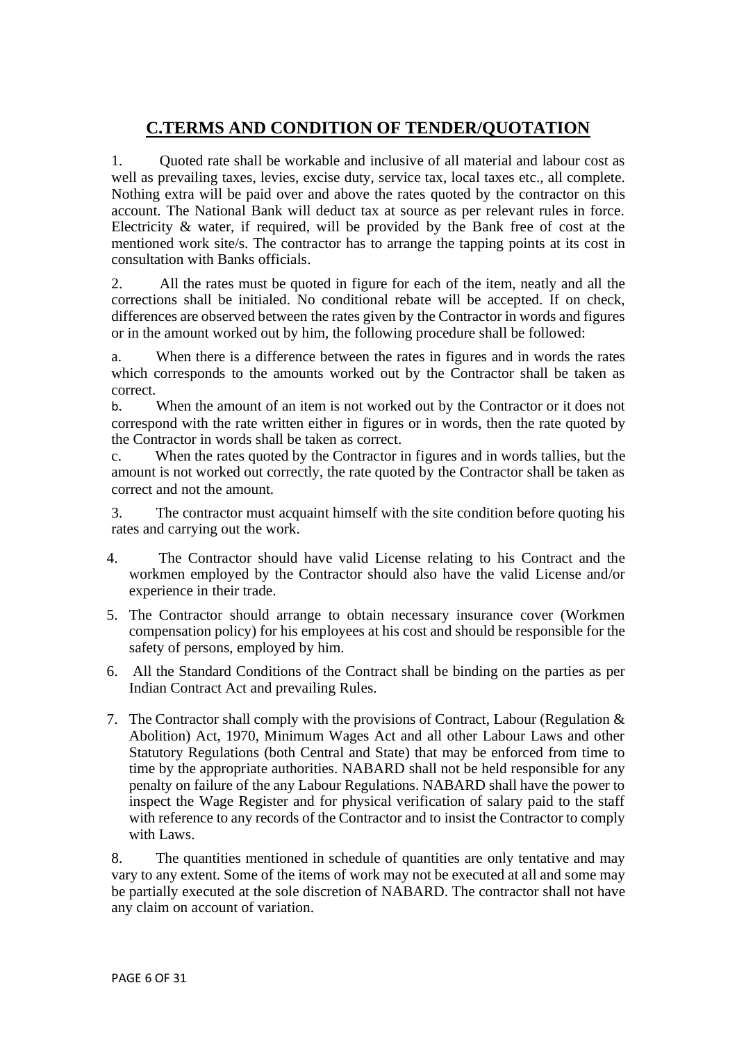## C.TERMS AND CONDITION OF TENDER/QUOTATION

1. Quoted rate shall be workable and inclusive of all material and labour cost as well as prevailing taxes, levies, excise duty, service tax, local taxes etc., all complete. Nothing extra will be paid over and above the rates quoted by the contractor on this account. The National Bank will deduct tax at source as per relevant rules in force. Electricity & water, if required, will be provided by the Bank free of cost at the mentioned work site/s. The contractor has to arrange the tapping points at its cost in consultation with Banks officials.

2. All the rates must be quoted in figure for each of the item, neatly and all the corrections shall be initialed. No conditional rebate will be accepted. If on check, differences are observed between the rates given by the Contractor in words and figures or in the amount worked out by him, the following procedure shall be followed:

   a. When there is a difference between the rates in figures and in words the rates which corresponds to the amounts worked out by the Contractor shall be taken as correct.

   b. When the amount of an item is not worked out by the Contractor or it does not correspond with the rate written either in figures or in words, then the rate quoted by the Contractor in words shall be taken as correct.

   c. When the rates quoted by the Contractor in figures and in words tallies, but the amount is not worked out correctly, the rate quoted by the Contractor shall be taken as correct and not the amount.

3. The contractor must acquaint himself with the site condition before quoting his rates and carrying out the work.

4. The Contractor should have valid License relating to his Contract and the workmen employed by the Contractor should also have the valid License and/or experience in their trade.

5. The Contractor should arrange to obtain necessary insurance cover (Workmen compensation policy) for his employees at his cost and should be responsible for the safety of persons, employed by him.

6. All the Standard Conditions of the Contract shall be binding on the parties as per Indian Contract Act and prevailing Rules.

7. The Contractor shall comply with the provisions of Contract, Labour (Regulation & Abolition) Act, 1970, Minimum Wages Act and all other Labour Laws and other Statutory Regulations (both Central and State) that may be enforced from time to time by the appropriate authorities. NABARD shall not be held responsible for any penalty on failure of the any Labour Regulations. NABARD shall have the power to inspect the Wage Register and for physical verification of salary paid to the staff with reference to any records of the Contractor and to insist the Contractor to comply with Laws.

8. The quantities mentioned in schedule of quantities are only tentative and may vary to any extent. Some of the items of work may not be executed at all and some may be partially executed at the sole discretion of NABARD. The contractor shall not have any claim on account of variation.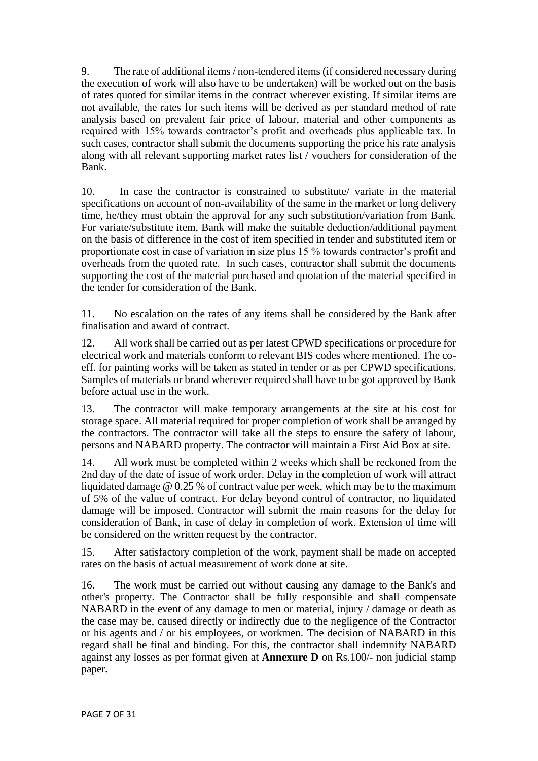9. The rate of additional items / non-tendered items (if considered necessary during the execution of work will also have to be undertaken) will be worked out on the basis of rates quoted for similar items in the contract wherever existing. If similar items are not available, the rates for such items will be derived as per standard method of rate analysis based on prevalent fair price of labour, material and other components as required with 15% towards contractor's profit and overheads plus applicable tax. In such cases, contractor shall submit the documents supporting the price his rate analysis along with all relevant supporting market rates list / vouchers for consideration of the Bank.

10. In case the contractor is constrained to substitute/ variate in the material specifications on account of non-availability of the same in the market or long delivery time, he/they must obtain the approval for any such substitution/variation from Bank. For variate/substitute item, Bank will make the suitable deduction/additional payment on the basis of difference in the cost of item specified in tender and substituted item or proportionate cost in case of variation in size plus 15 % towards contractor's profit and overheads from the quoted rate. In such cases, contractor shall submit the documents supporting the cost of the material purchased and quotation of the material specified in the tender for consideration of the Bank.

11. No escalation on the rates of any items shall be considered by the Bank after finalisation and award of contract.

12. All work shall be carried out as per latest CPWD specifications or procedure for electrical work and materials conform to relevant BIS codes where mentioned. The co-eff. for painting works will be taken as stated in tender or as per CPWD specifications. Samples of materials or brand wherever required shall have to be got approved by Bank before actual use in the work.

13. The contractor will make temporary arrangements at the site at his cost for storage space. All material required for proper completion of work shall be arranged by the contractors. The contractor will take all the steps to ensure the safety of labour, persons and NABARD property. The contractor will maintain a First Aid Box at site.

14. All work must be completed within 2 weeks which shall be reckoned from the 2nd day of the date of issue of work order. Delay in the completion of work will attract liquidated damage @ 0.25 % of contract value per week, which may be to the maximum of 5% of the value of contract. For delay beyond control of contractor, no liquidated damage will be imposed. Contractor will submit the main reasons for the delay for consideration of Bank, in case of delay in completion of work. Extension of time will be considered on the written request by the contractor.

15. After satisfactory completion of the work, payment shall be made on accepted rates on the basis of actual measurement of work done at site.

16. The work must be carried out without causing any damage to the Bank's and other's property. The Contractor shall be fully responsible and shall compensate NABARD in the event of any damage to men or material, injury / damage or death as the case may be, caused directly or indirectly due to the negligence of the Contractor or his agents and / or his employees, or workmen. The decision of NABARD in this regard shall be final and binding. For this, the contractor shall indemnify NABARD against any losses as per format given at **Annexure D** on Rs.100/- non judicial stamp paper**.**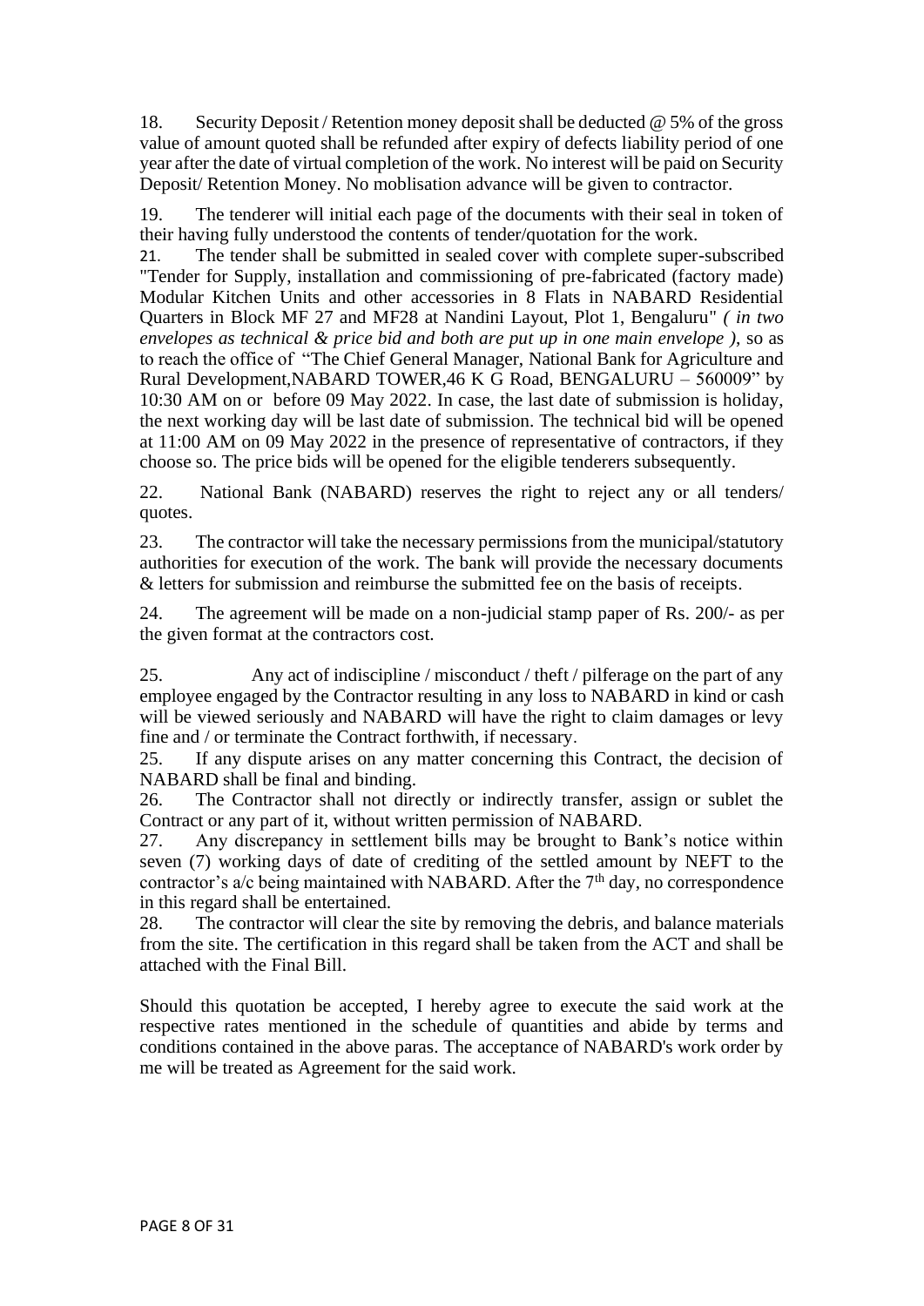18. Security Deposit / Retention money deposit shall be deducted @ 5% of the gross value of amount quoted shall be refunded after expiry of defects liability period of one year after the date of virtual completion of the work. No interest will be paid on Security Deposit/ Retention Money. No moblisation advance will be given to contractor.

19. The tenderer will initial each page of the documents with their seal in token of their having fully understood the contents of tender/quotation for the work.

21. The tender shall be submitted in sealed cover with complete super-subscribed "Tender for Supply, installation and commissioning of pre-fabricated (factory made) Modular Kitchen Units and other accessories in 8 Flats in NABARD Residential Quarters in Block MF 27 and MF28 at Nandini Layout, Plot 1, Bengaluru" *( in two envelopes as technical & price bid and both are put up in one main envelope )*, so as to reach the office of "The Chief General Manager, National Bank for Agriculture and Rural Development,NABARD TOWER,46 K G Road, BENGALURU – 560009" by 10:30 AM on or before 09 May 2022. In case, the last date of submission is holiday, the next working day will be last date of submission. The technical bid will be opened at 11:00 AM on 09 May 2022 in the presence of representative of contractors, if they choose so. The price bids will be opened for the eligible tenderers subsequently.

22. National Bank (NABARD) reserves the right to reject any or all tenders/ quotes.

23. The contractor will take the necessary permissions from the municipal/statutory authorities for execution of the work. The bank will provide the necessary documents & letters for submission and reimburse the submitted fee on the basis of receipts.

24. The agreement will be made on a non-judicial stamp paper of Rs. 200/- as per the given format at the contractors cost.

25. Any act of indiscipline / misconduct / theft / pilferage on the part of any employee engaged by the Contractor resulting in any loss to NABARD in kind or cash will be viewed seriously and NABARD will have the right to claim damages or levy fine and / or terminate the Contract forthwith, if necessary.

25. If any dispute arises on any matter concerning this Contract, the decision of NABARD shall be final and binding.

26. The Contractor shall not directly or indirectly transfer, assign or sublet the Contract or any part of it, without written permission of NABARD.

27. Any discrepancy in settlement bills may be brought to Bank's notice within seven (7) working days of date of crediting of the settled amount by NEFT to the contractor's a/c being maintained with NABARD. After the 7th day, no correspondence in this regard shall be entertained.

28. The contractor will clear the site by removing the debris, and balance materials from the site. The certification in this regard shall be taken from the ACT and shall be attached with the Final Bill.

Should this quotation be accepted, I hereby agree to execute the said work at the respective rates mentioned in the schedule of quantities and abide by terms and conditions contained in the above paras. The acceptance of NABARD's work order by me will be treated as Agreement for the said work.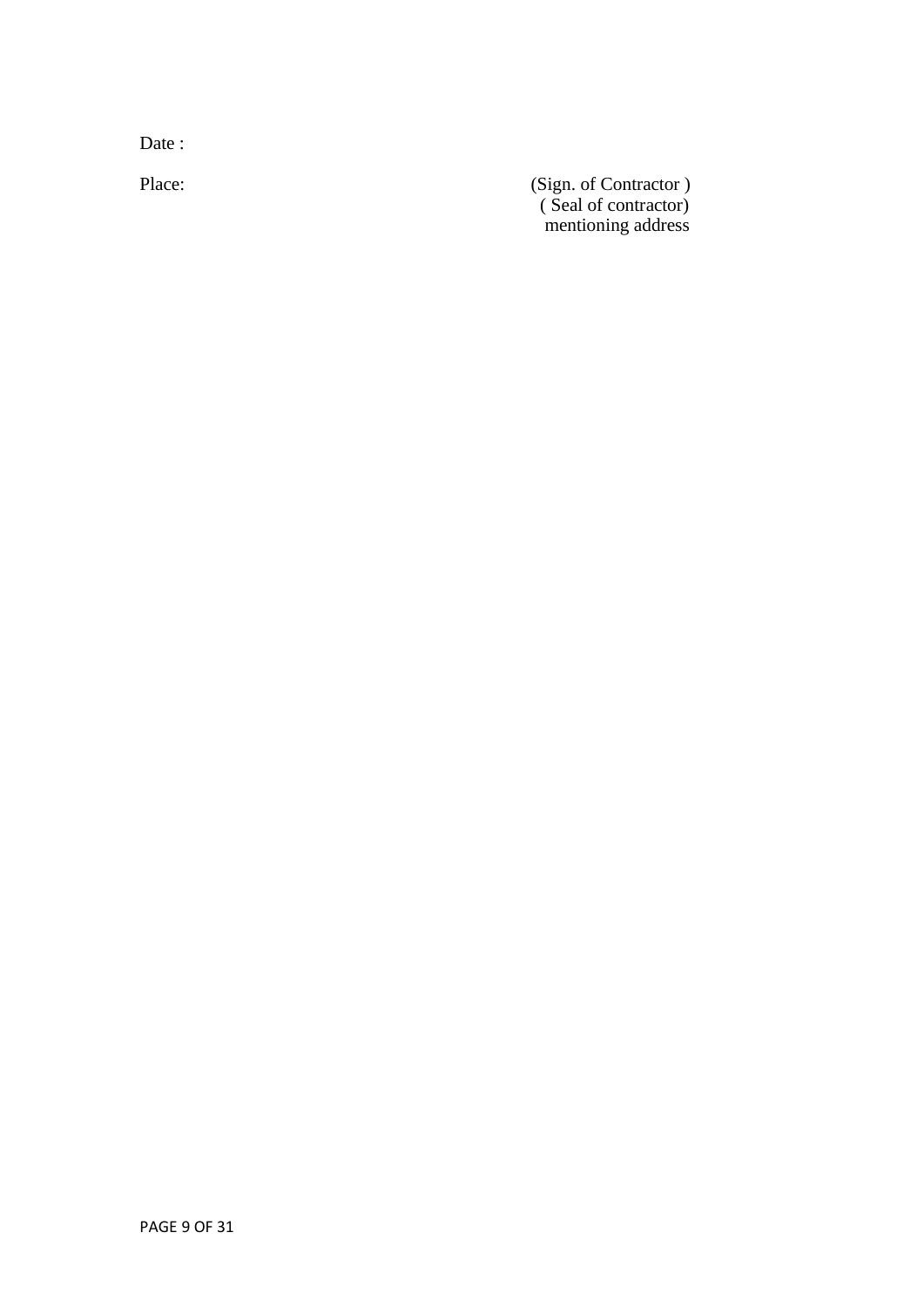Date :

Place: (Sign. of Contractor )
( Seal of contractor)
mentioning address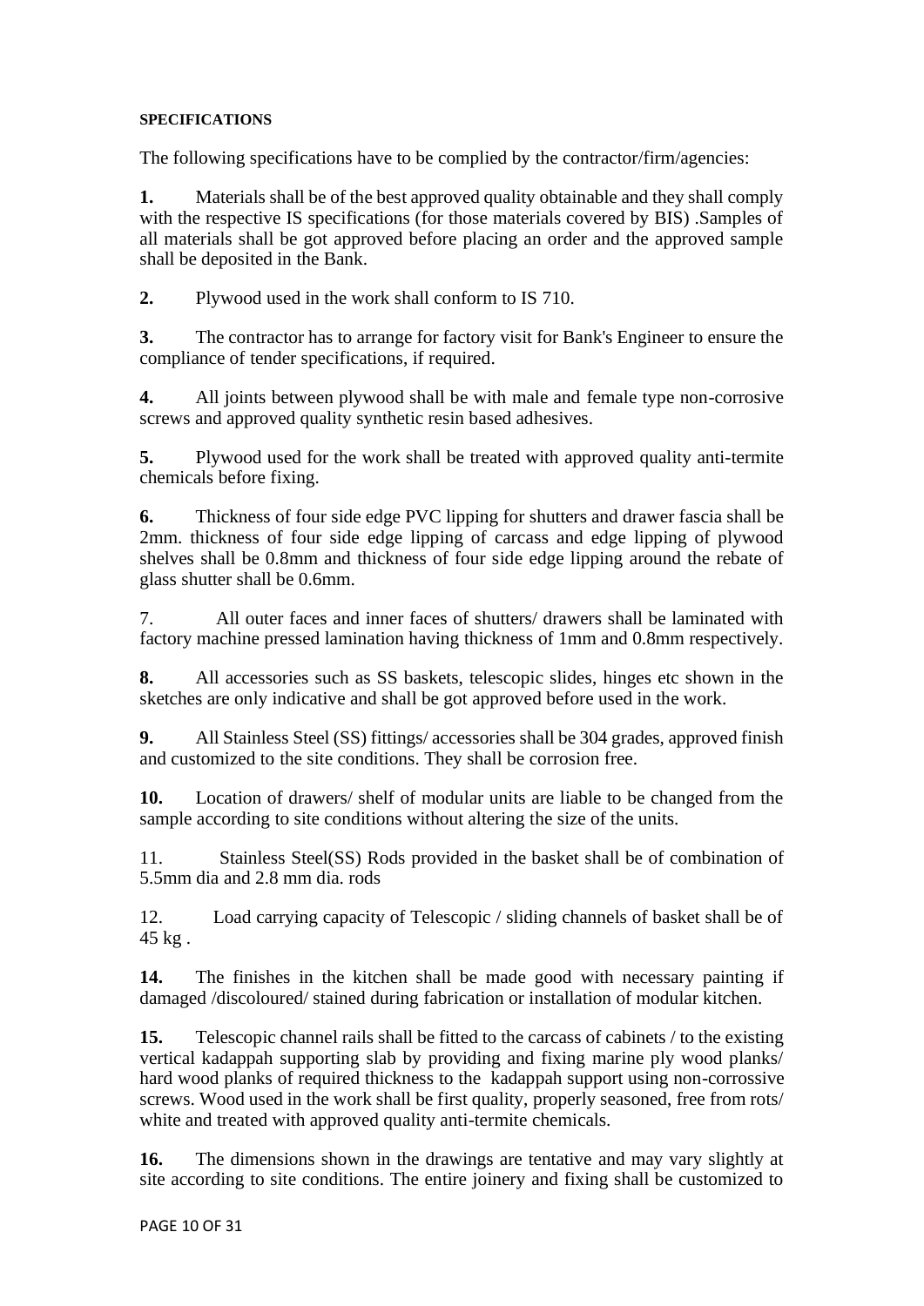**SPECIFICATIONS**

The following specifications have to be complied by the contractor/firm/agencies:

**1.** Materials shall be of the best approved quality obtainable and they shall comply with the respective IS specifications (for those materials covered by BIS) .Samples of all materials shall be got approved before placing an order and the approved sample shall be deposited in the Bank.

**2.** Plywood used in the work shall conform to IS 710.

**3.** The contractor has to arrange for factory visit for Bank's Engineer to ensure the compliance of tender specifications, if required.

**4.** All joints between plywood shall be with male and female type non-corrosive screws and approved quality synthetic resin based adhesives.

**5.** Plywood used for the work shall be treated with approved quality anti-termite chemicals before fixing.

**6.** Thickness of four side edge PVC lipping for shutters and drawer fascia shall be 2mm. thickness of four side edge lipping of carcass and edge lipping of plywood shelves shall be 0.8mm and thickness of four side edge lipping around the rebate of glass shutter shall be 0.6mm.

7. All outer faces and inner faces of shutters/ drawers shall be laminated with factory machine pressed lamination having thickness of 1mm and 0.8mm respectively.

**8.** All accessories such as SS baskets, telescopic slides, hinges etc shown in the sketches are only indicative and shall be got approved before used in the work.

**9.** All Stainless Steel (SS) fittings/ accessories shall be 304 grades, approved finish and customized to the site conditions. They shall be corrosion free.

**10.** Location of drawers/ shelf of modular units are liable to be changed from the sample according to site conditions without altering the size of the units.

11. Stainless Steel(SS) Rods provided in the basket shall be of combination of 5.5mm dia and 2.8 mm dia. rods

12. Load carrying capacity of Telescopic / sliding channels of basket shall be of 45 kg .

**14.** The finishes in the kitchen shall be made good with necessary painting if damaged /discoloured/ stained during fabrication or installation of modular kitchen.

**15.** Telescopic channel rails shall be fitted to the carcass of cabinets / to the existing vertical kadappah supporting slab by providing and fixing marine ply wood planks/ hard wood planks of required thickness to the kadappah support using non-corrossive screws. Wood used in the work shall be first quality, properly seasoned, free from rots/ white and treated with approved quality anti-termite chemicals.

**16.** The dimensions shown in the drawings are tentative and may vary slightly at site according to site conditions. The entire joinery and fixing shall be customized to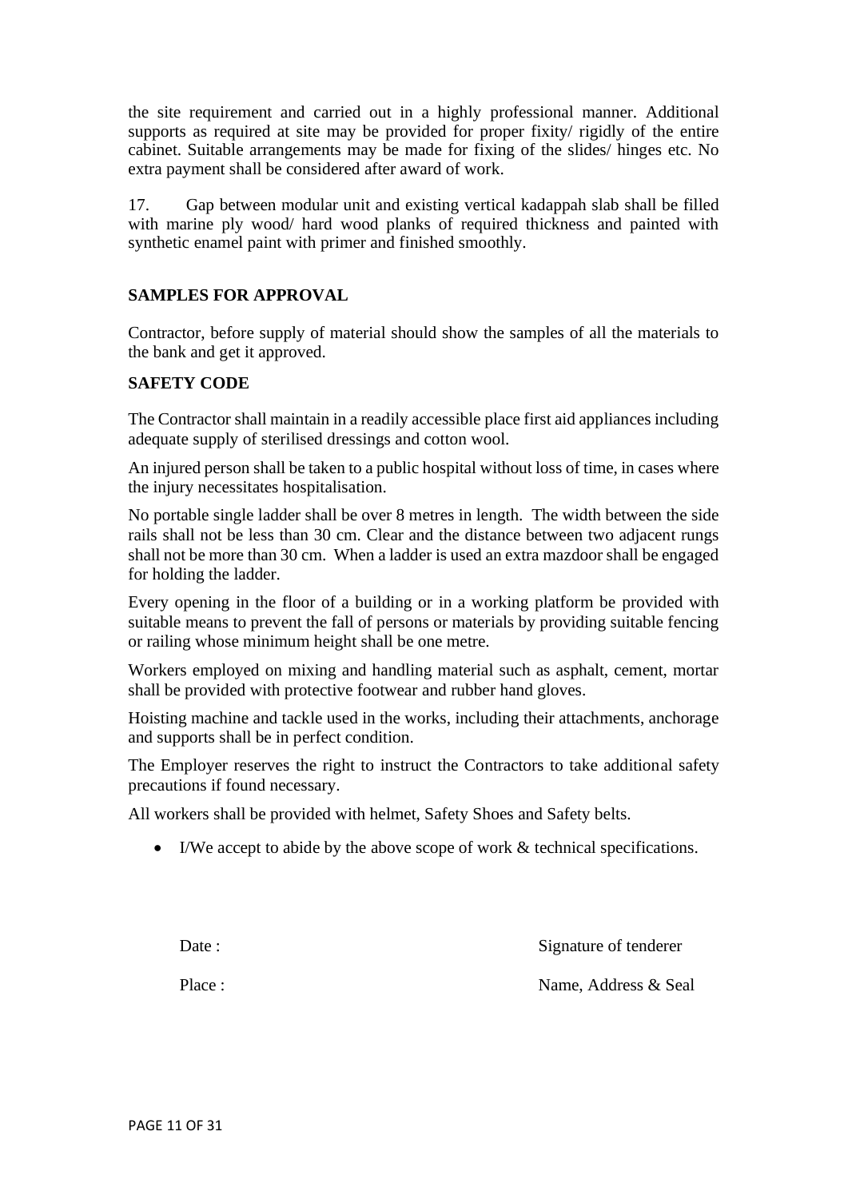the site requirement and carried out in a highly professional manner. Additional supports as required at site may be provided for proper fixity/ rigidly of the entire cabinet. Suitable arrangements may be made for fixing of the slides/ hinges etc. No extra payment shall be considered after award of work.

17. Gap between modular unit and existing vertical kadappah slab shall be filled with marine ply wood/ hard wood planks of required thickness and painted with synthetic enamel paint with primer and finished smoothly.

**SAMPLES FOR APPROVAL**

Contractor, before supply of material should show the samples of all the materials to the bank and get it approved.

**SAFETY CODE**

The Contractor shall maintain in a readily accessible place first aid appliances including adequate supply of sterilised dressings and cotton wool.

An injured person shall be taken to a public hospital without loss of time, in cases where the injury necessitates hospitalisation.

No portable single ladder shall be over 8 metres in length. The width between the side rails shall not be less than 30 cm. Clear and the distance between two adjacent rungs shall not be more than 30 cm. When a ladder is used an extra mazdoor shall be engaged for holding the ladder.

Every opening in the floor of a building or in a working platform be provided with suitable means to prevent the fall of persons or materials by providing suitable fencing or railing whose minimum height shall be one metre.

Workers employed on mixing and handling material such as asphalt, cement, mortar shall be provided with protective footwear and rubber hand gloves.

Hoisting machine and tackle used in the works, including their attachments, anchorage and supports shall be in perfect condition.

The Employer reserves the right to instruct the Contractors to take additional safety precautions if found necessary.

All workers shall be provided with helmet, Safety Shoes and Safety belts.

- I/We accept to abide by the above scope of work & technical specifications.

Date : Signature of tenderer

Place : Name, Address & Seal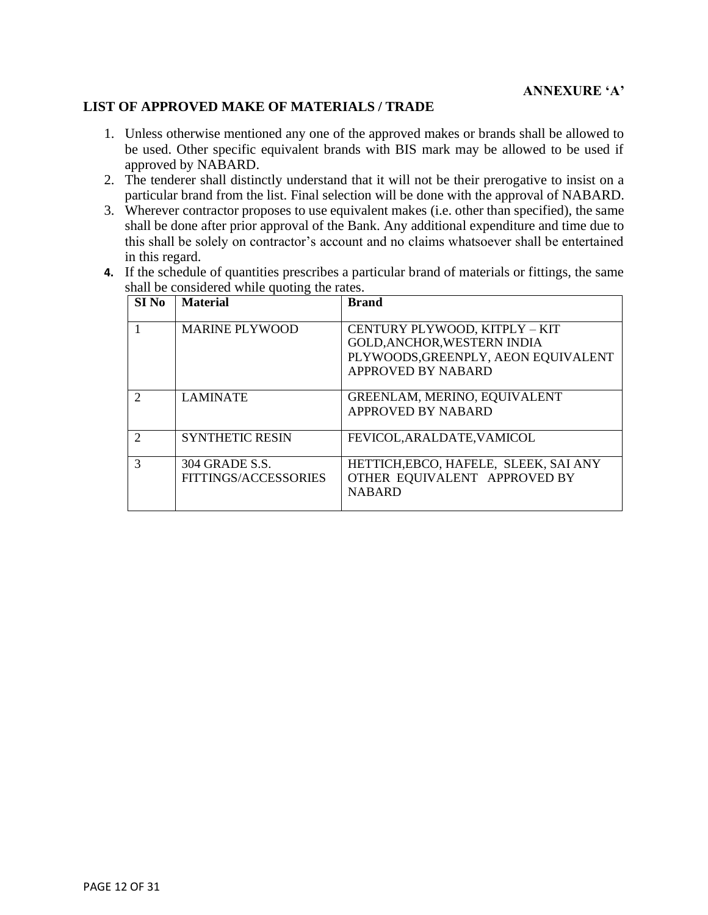**ANNEXURE 'A'**

## LIST OF APPROVED MAKE OF MATERIALS / TRADE

1. Unless otherwise mentioned any one of the approved makes or brands shall be allowed to be used. Other specific equivalent brands with BIS mark may be allowed to be used if approved by NABARD.
2. The tenderer shall distinctly understand that it will not be their prerogative to insist on a particular brand from the list. Final selection will be done with the approval of NABARD.
3. Wherever contractor proposes to use equivalent makes (i.e. other than specified), the same shall be done after prior approval of the Bank. Any additional expenditure and time due to this shall be solely on contractor's account and no claims whatsoever shall be entertained in this regard.
4. If the schedule of quantities prescribes a particular brand of materials or fittings, the same shall be considered while quoting the rates.

| SI No | Material | Brand |
|---|---|---|
| 1 | MARINE PLYWOOD | CENTURY PLYWOOD, KITPLY – KIT GOLD,ANCHOR,WESTERN INDIA PLYWOODS,GREENPLY, AEON EQUIVALENT APPROVED BY NABARD |
| 2 | LAMINATE | GREENLAM, MERINO, EQUIVALENT APPROVED BY NABARD |
| 2 | SYNTHETIC RESIN | FEVICOL,ARALDATE,VAMICOL |
| 3 | 304 GRADE S.S. FITTINGS/ACCESSORIES | HETTICH,EBCO, HAFELE, SLEEK, SAI ANY OTHER EQUIVALENT APPROVED BY NABARD |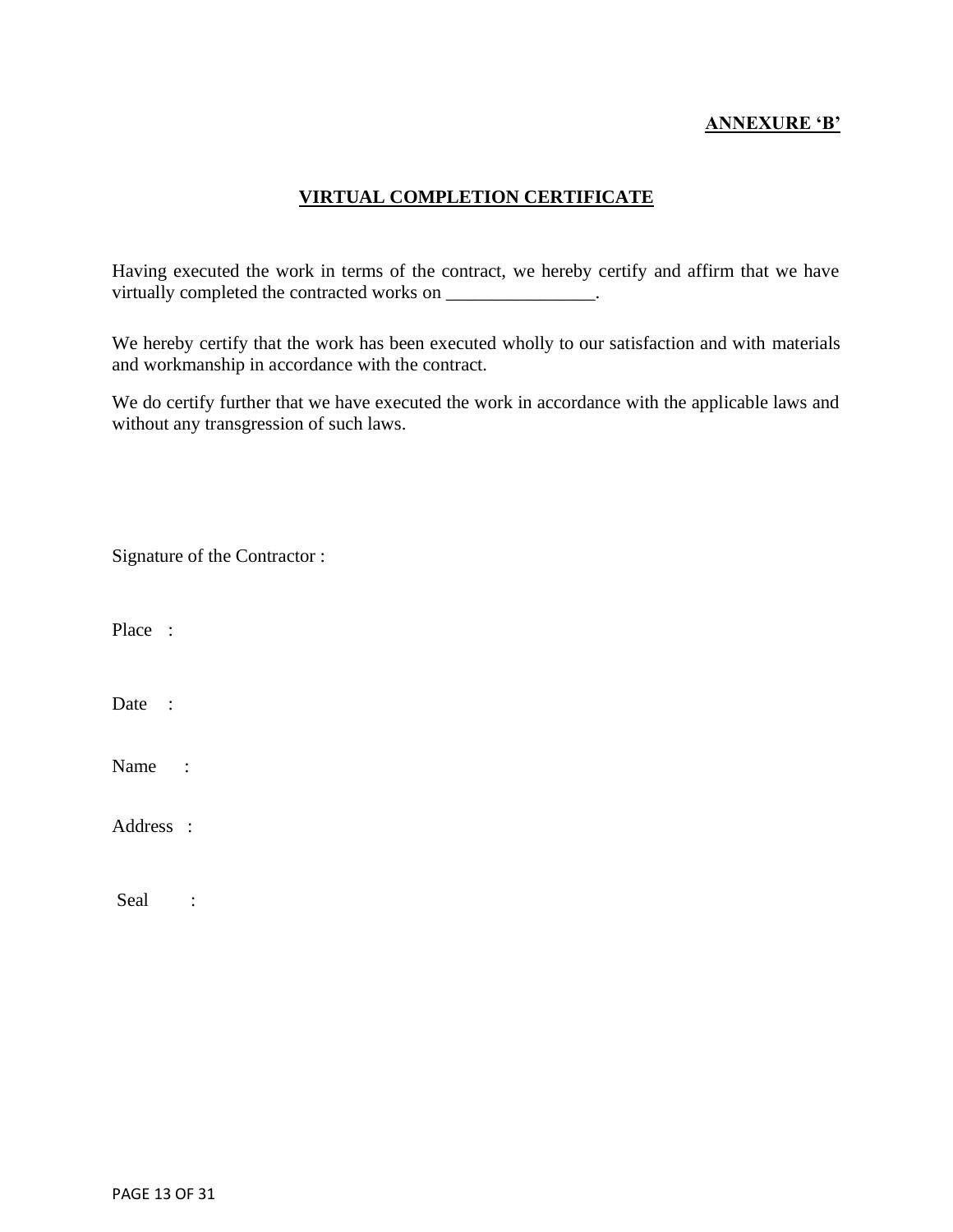**ANNEXURE ‘B’**

## VIRTUAL COMPLETION CERTIFICATE

Having executed the work in terms of the contract, we hereby certify and affirm that we have virtually completed the contracted works on ________________.

We hereby certify that the work has been executed wholly to our satisfaction and with materials and workmanship in accordance with the contract.

We do certify further that we have executed the work in accordance with the applicable laws and without any transgression of such laws.

Signature of the Contractor :

Place :

Date :

Name :

Address :

Seal :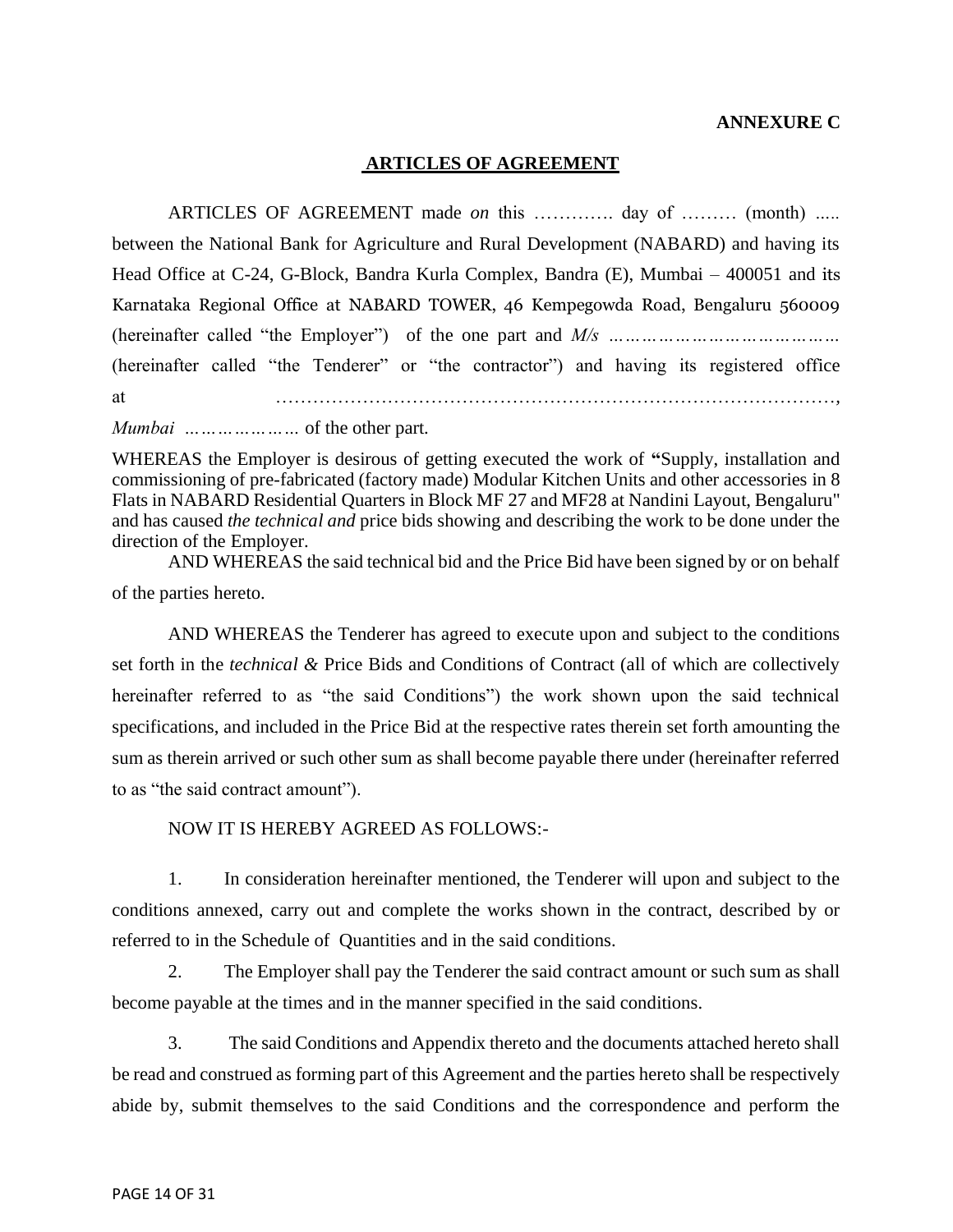**ANNEXURE C**

## ARTICLES OF AGREEMENT

ARTICLES OF AGREEMENT made *on* this …………. day of ……… (month) ..... between the National Bank for Agriculture and Rural Development (NABARD) and having its Head Office at C-24, G-Block, Bandra Kurla Complex, Bandra (E), Mumbai – 400051 and its Karnataka Regional Office at NABARD TOWER, 46 Kempegowda Road, Bengaluru 560009 (hereinafter called "the Employer") of the one part and *M/s ……………………………………* (hereinafter called "the Tenderer" or "the contractor") and having its registered office at ………………………………………………………………………………, *Mumbai …………………* of the other part.

WHEREAS the Employer is desirous of getting executed the work of **"**Supply, installation and commissioning of pre-fabricated (factory made) Modular Kitchen Units and other accessories in 8 Flats in NABARD Residential Quarters in Block MF 27 and MF28 at Nandini Layout, Bengaluru" and has caused *the technical and* price bids showing and describing the work to be done under the direction of the Employer.

AND WHEREAS the said technical bid and the Price Bid have been signed by or on behalf of the parties hereto.

AND WHEREAS the Tenderer has agreed to execute upon and subject to the conditions set forth in the *technical &* Price Bids and Conditions of Contract (all of which are collectively hereinafter referred to as "the said Conditions") the work shown upon the said technical specifications, and included in the Price Bid at the respective rates therein set forth amounting the sum as therein arrived or such other sum as shall become payable there under (hereinafter referred to as "the said contract amount").

NOW IT IS HEREBY AGREED AS FOLLOWS:-

1. In consideration hereinafter mentioned, the Tenderer will upon and subject to the conditions annexed, carry out and complete the works shown in the contract, described by or referred to in the Schedule of Quantities and in the said conditions.

2. The Employer shall pay the Tenderer the said contract amount or such sum as shall become payable at the times and in the manner specified in the said conditions.

3. The said Conditions and Appendix thereto and the documents attached hereto shall be read and construed as forming part of this Agreement and the parties hereto shall be respectively abide by, submit themselves to the said Conditions and the correspondence and perform the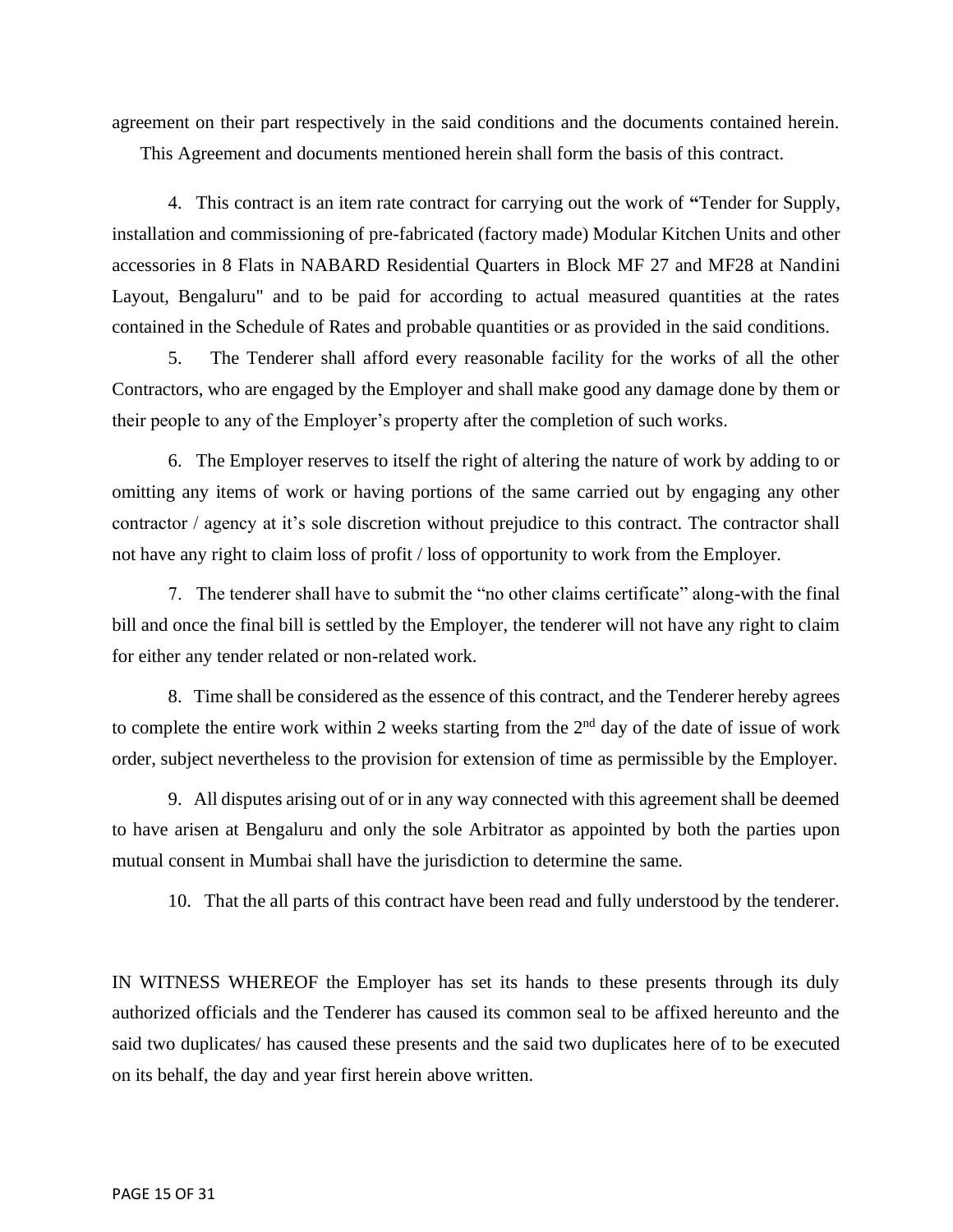agreement on their part respectively in the said conditions and the documents contained herein. This Agreement and documents mentioned herein shall form the basis of this contract.

4. This contract is an item rate contract for carrying out the work of **"**Tender for Supply, installation and commissioning of pre-fabricated (factory made) Modular Kitchen Units and other accessories in 8 Flats in NABARD Residential Quarters in Block MF 27 and MF28 at Nandini Layout, Bengaluru" and to be paid for according to actual measured quantities at the rates contained in the Schedule of Rates and probable quantities or as provided in the said conditions.

5. The Tenderer shall afford every reasonable facility for the works of all the other Contractors, who are engaged by the Employer and shall make good any damage done by them or their people to any of the Employer's property after the completion of such works.

6. The Employer reserves to itself the right of altering the nature of work by adding to or omitting any items of work or having portions of the same carried out by engaging any other contractor / agency at it's sole discretion without prejudice to this contract. The contractor shall not have any right to claim loss of profit / loss of opportunity to work from the Employer.

7. The tenderer shall have to submit the "no other claims certificate" along-with the final bill and once the final bill is settled by the Employer, the tenderer will not have any right to claim for either any tender related or non-related work.

8. Time shall be considered as the essence of this contract, and the Tenderer hereby agrees to complete the entire work within 2 weeks starting from the 2nd day of the date of issue of work order, subject nevertheless to the provision for extension of time as permissible by the Employer.

9. All disputes arising out of or in any way connected with this agreement shall be deemed to have arisen at Bengaluru and only the sole Arbitrator as appointed by both the parties upon mutual consent in Mumbai shall have the jurisdiction to determine the same.

10. That the all parts of this contract have been read and fully understood by the tenderer.

IN WITNESS WHEREOF the Employer has set its hands to these presents through its duly authorized officials and the Tenderer has caused its common seal to be affixed hereunto and the said two duplicates/ has caused these presents and the said two duplicates here of to be executed on its behalf, the day and year first herein above written.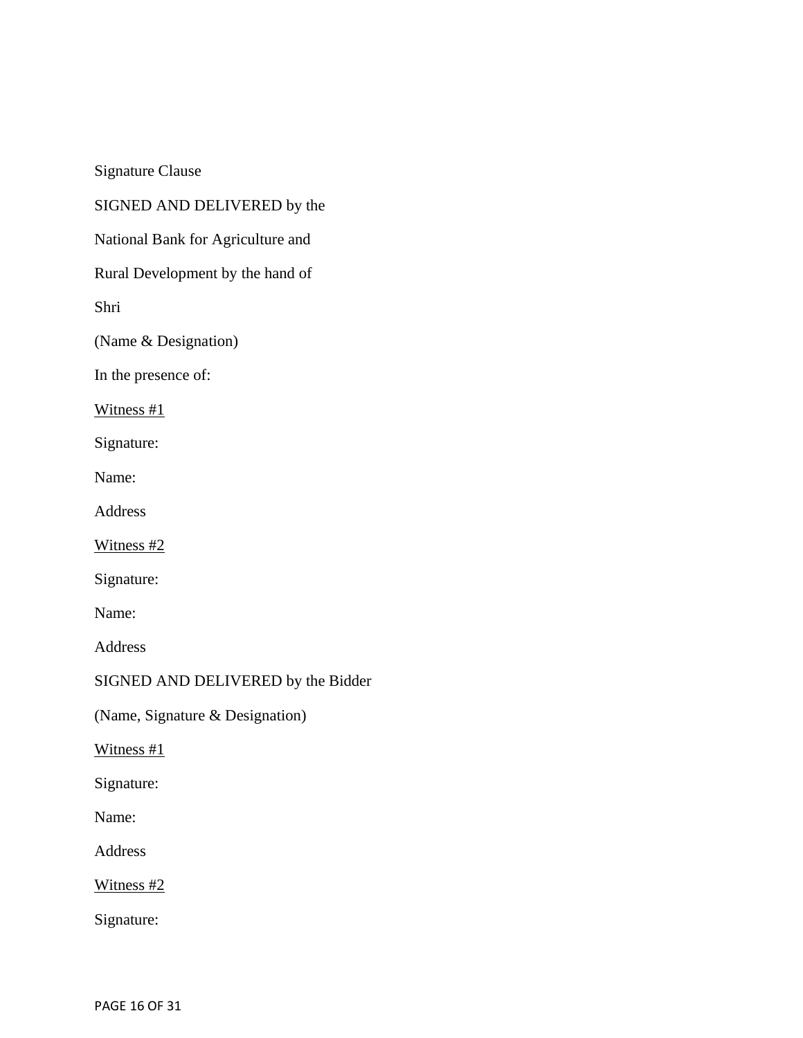Signature Clause

SIGNED AND DELIVERED by the

National Bank for Agriculture and

Rural Development by the hand of

Shri

(Name & Designation)

In the presence of:

<u>Witness #1</u>

Signature:

Name:

Address

<u>Witness #2</u>

Signature:

Name:

Address

SIGNED AND DELIVERED by the Bidder

(Name, Signature & Designation)

<u>Witness #1</u>

Signature:

Name:

Address

<u>Witness #2</u>

Signature: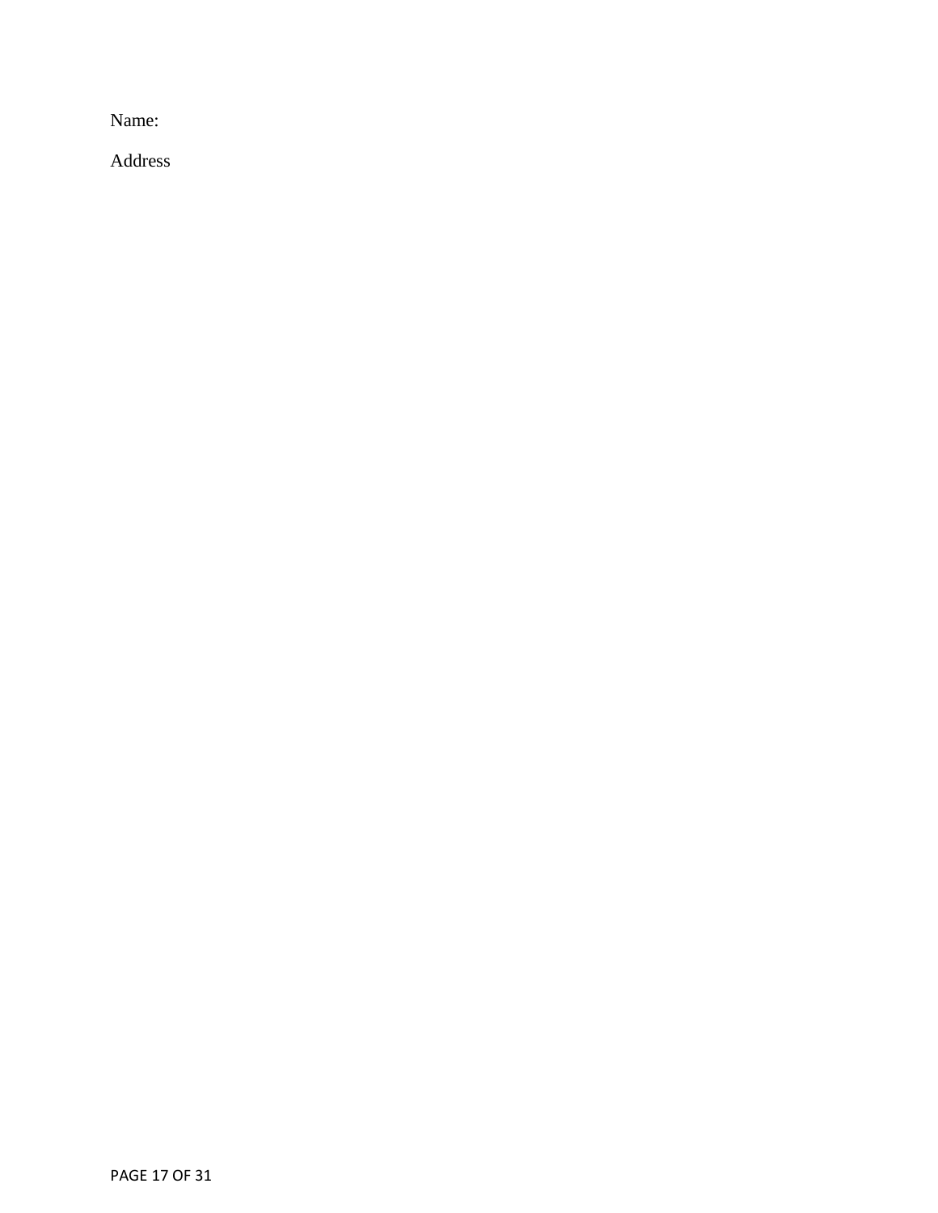Name:

Address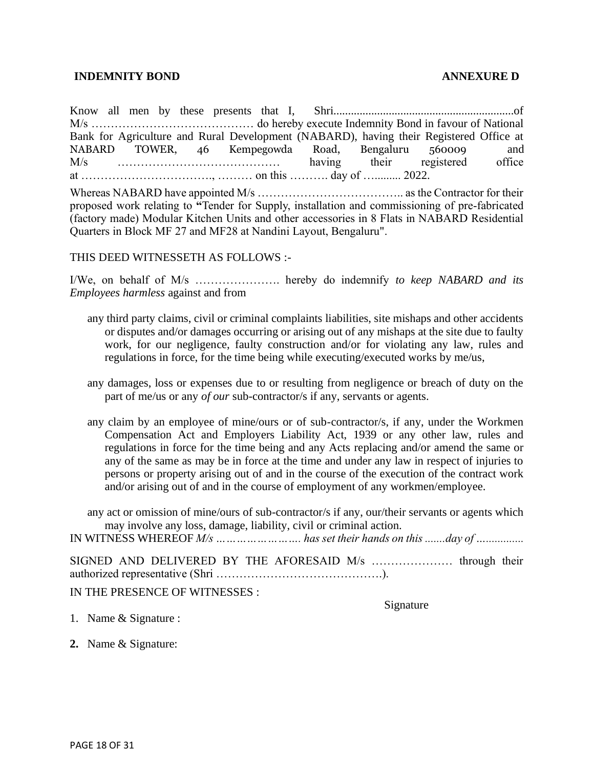**INDEMNITY BOND** **ANNEXURE D**

Know all men by these presents that I, Shri..............................................................of M/s …………………………………… do hereby execute Indemnity Bond in favour of National Bank for Agriculture and Rural Development (NABARD), having their Registered Office at NABARD TOWER, 46 Kempegowda Road, Bengaluru 560009 and M/s …………………………………… having their registered office at ……………………………., ……… on this ………. day of …......... 2022.

Whereas NABARD have appointed M/s ……………………………….. as the Contractor for their proposed work relating to **"**Tender for Supply, installation and commissioning of pre-fabricated (factory made) Modular Kitchen Units and other accessories in 8 Flats in NABARD Residential Quarters in Block MF 27 and MF28 at Nandini Layout, Bengaluru".

THIS DEED WITNESSETH AS FOLLOWS :-

I/We, on behalf of M/s …………………. hereby do indemnify *to keep NABARD and its Employees harmless* against and from

- any third party claims, civil or criminal complaints liabilities, site mishaps and other accidents or disputes and/or damages occurring or arising out of any mishaps at the site due to faulty work, for our negligence, faulty construction and/or for violating any law, rules and regulations in force, for the time being while executing/executed works by me/us,

- any damages, loss or expenses due to or resulting from negligence or breach of duty on the part of me/us or any *of our* sub-contractor/s if any, servants or agents.

- any claim by an employee of mine/ours or of sub-contractor/s, if any, under the Workmen Compensation Act and Employers Liability Act, 1939 or any other law, rules and regulations in force for the time being and any Acts replacing and/or amend the same or any of the same as may be in force at the time and under any law in respect of injuries to persons or property arising out of and in the course of the execution of the contract work and/or arising out of and in the course of employment of any workmen/employee.

- any act or omission of mine/ours of sub-contractor/s if any, our/their servants or agents which may involve any loss, damage, liability, civil or criminal action.

IN WITNESS WHEREOF *M/s …………………… has set their hands on this .......day of ................*

SIGNED AND DELIVERED BY THE AFORESAID M/s ………………… through their authorized representative (Shri …………………………………….).

IN THE PRESENCE OF WITNESSES :

Signature

1. Name & Signature :

2. Name & Signature: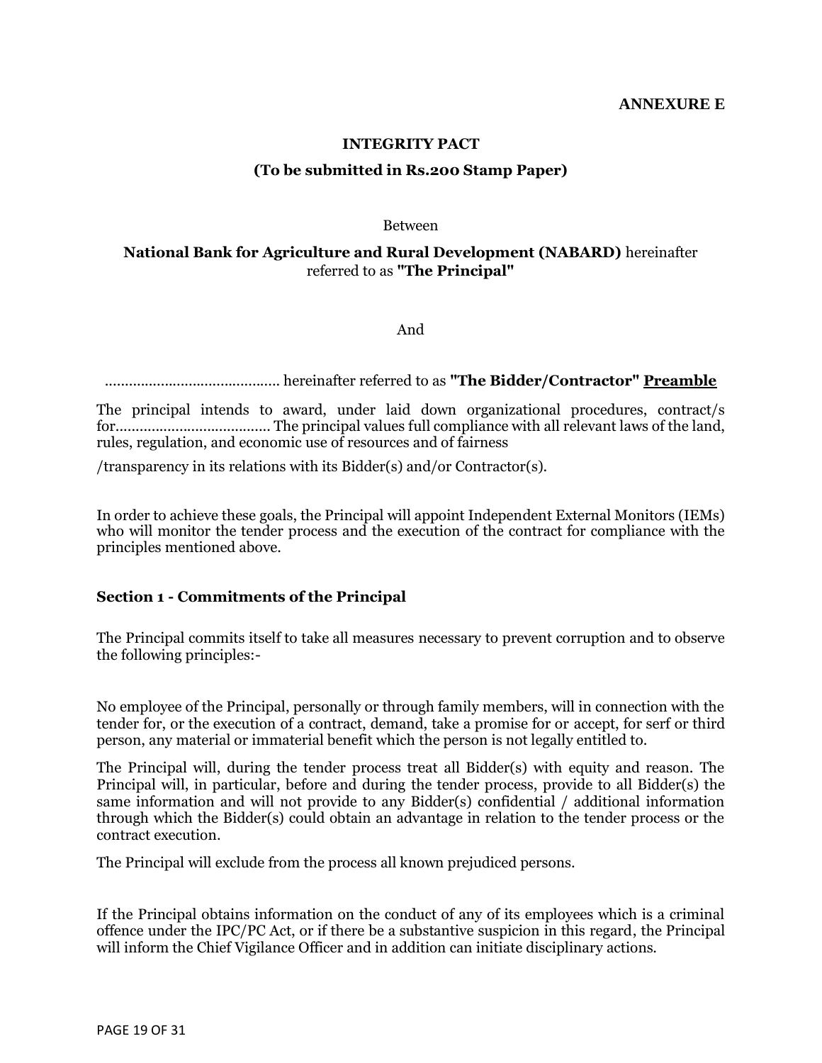**ANNEXURE E**

**INTEGRITY PACT**

**(To be submitted in Rs.200 Stamp Paper)**

Between

**National Bank for Agriculture and Rural Development (NABARD)** hereinafter referred to as **"The Principal"**

And

........................................... hereinafter referred to as **"The Bidder/Contractor"** **<u>Preamble</u>**

The principal intends to award, under laid down organizational procedures, contract/s for...................................... The principal values full compliance with all relevant laws of the land, rules, regulation, and economic use of resources and of fairness

/transparency in its relations with its Bidder(s) and/or Contractor(s).

In order to achieve these goals, the Principal will appoint Independent External Monitors (IEMs) who will monitor the tender process and the execution of the contract for compliance with the principles mentioned above.

### Section 1 - Commitments of the Principal

The Principal commits itself to take all measures necessary to prevent corruption and to observe the following principles:-

No employee of the Principal, personally or through family members, will in connection with the tender for, or the execution of a contract, demand, take a promise for or accept, for serf or third person, any material or immaterial benefit which the person is not legally entitled to.

The Principal will, during the tender process treat all Bidder(s) with equity and reason. The Principal will, in particular, before and during the tender process, provide to all Bidder(s) the same information and will not provide to any Bidder(s) confidential / additional information through which the Bidder(s) could obtain an advantage in relation to the tender process or the contract execution.

The Principal will exclude from the process all known prejudiced persons.

If the Principal obtains information on the conduct of any of its employees which is a criminal offence under the IPC/PC Act, or if there be a substantive suspicion in this regard, the Principal will inform the Chief Vigilance Officer and in addition can initiate disciplinary actions.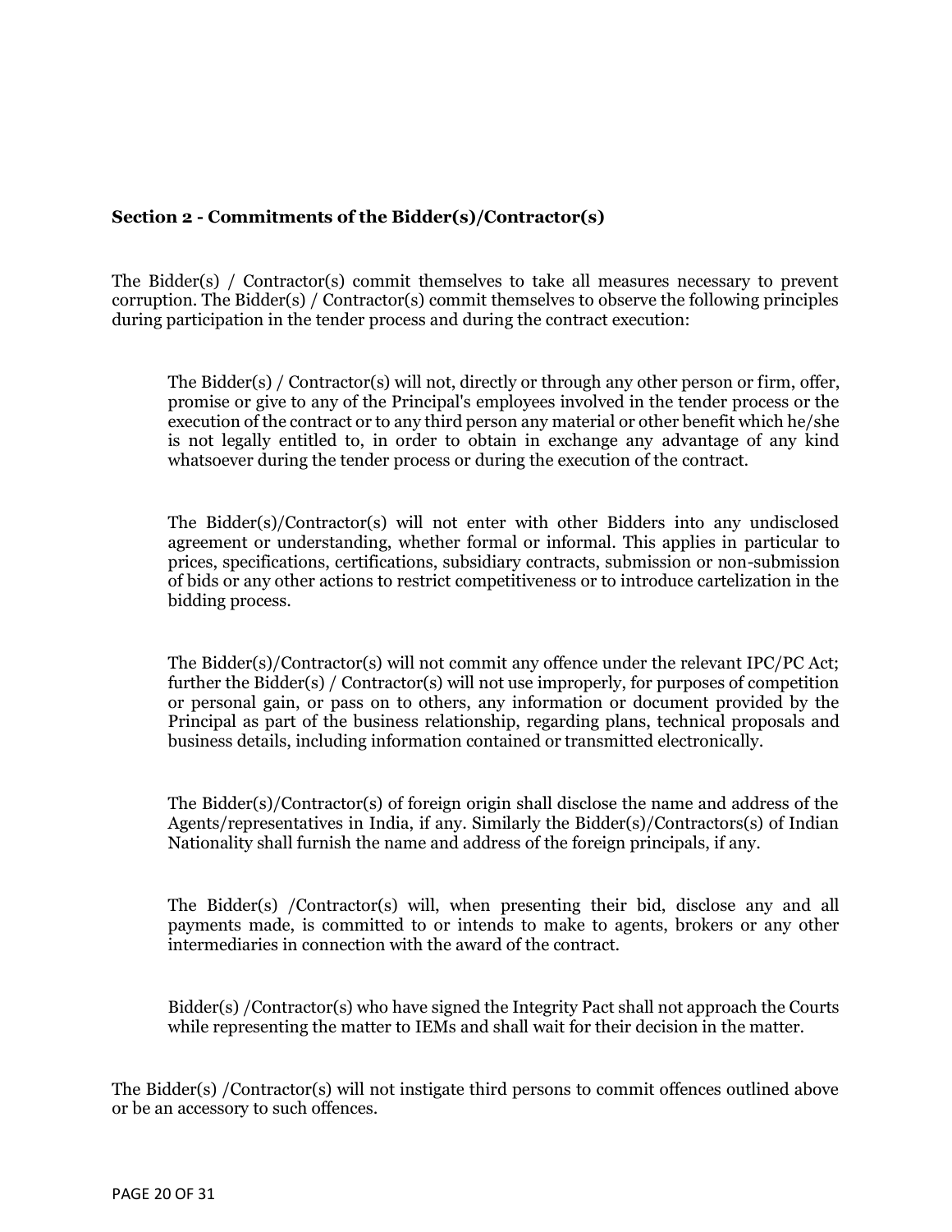### Section 2 - Commitments of the Bidder(s)/Contractor(s)

The Bidder(s) / Contractor(s) commit themselves to take all measures necessary to prevent corruption. The Bidder(s) / Contractor(s) commit themselves to observe the following principles during participation in the tender process and during the contract execution:

> The Bidder(s) / Contractor(s) will not, directly or through any other person or firm, offer, promise or give to any of the Principal's employees involved in the tender process or the execution of the contract or to any third person any material or other benefit which he/she is not legally entitled to, in order to obtain in exchange any advantage of any kind whatsoever during the tender process or during the execution of the contract.
>
> The Bidder(s)/Contractor(s) will not enter with other Bidders into any undisclosed agreement or understanding, whether formal or informal. This applies in particular to prices, specifications, certifications, subsidiary contracts, submission or non-submission of bids or any other actions to restrict competitiveness or to introduce cartelization in the bidding process.
>
> The Bidder(s)/Contractor(s) will not commit any offence under the relevant IPC/PC Act; further the Bidder(s) / Contractor(s) will not use improperly, for purposes of competition or personal gain, or pass on to others, any information or document provided by the Principal as part of the business relationship, regarding plans, technical proposals and business details, including information contained or transmitted electronically.
>
> The Bidder(s)/Contractor(s) of foreign origin shall disclose the name and address of the Agents/representatives in India, if any. Similarly the Bidder(s)/Contractors(s) of Indian Nationality shall furnish the name and address of the foreign principals, if any.
>
> The Bidder(s) /Contractor(s) will, when presenting their bid, disclose any and all payments made, is committed to or intends to make to agents, brokers or any other intermediaries in connection with the award of the contract.
>
> Bidder(s) /Contractor(s) who have signed the Integrity Pact shall not approach the Courts while representing the matter to IEMs and shall wait for their decision in the matter.

The Bidder(s) /Contractor(s) will not instigate third persons to commit offences outlined above or be an accessory to such offences.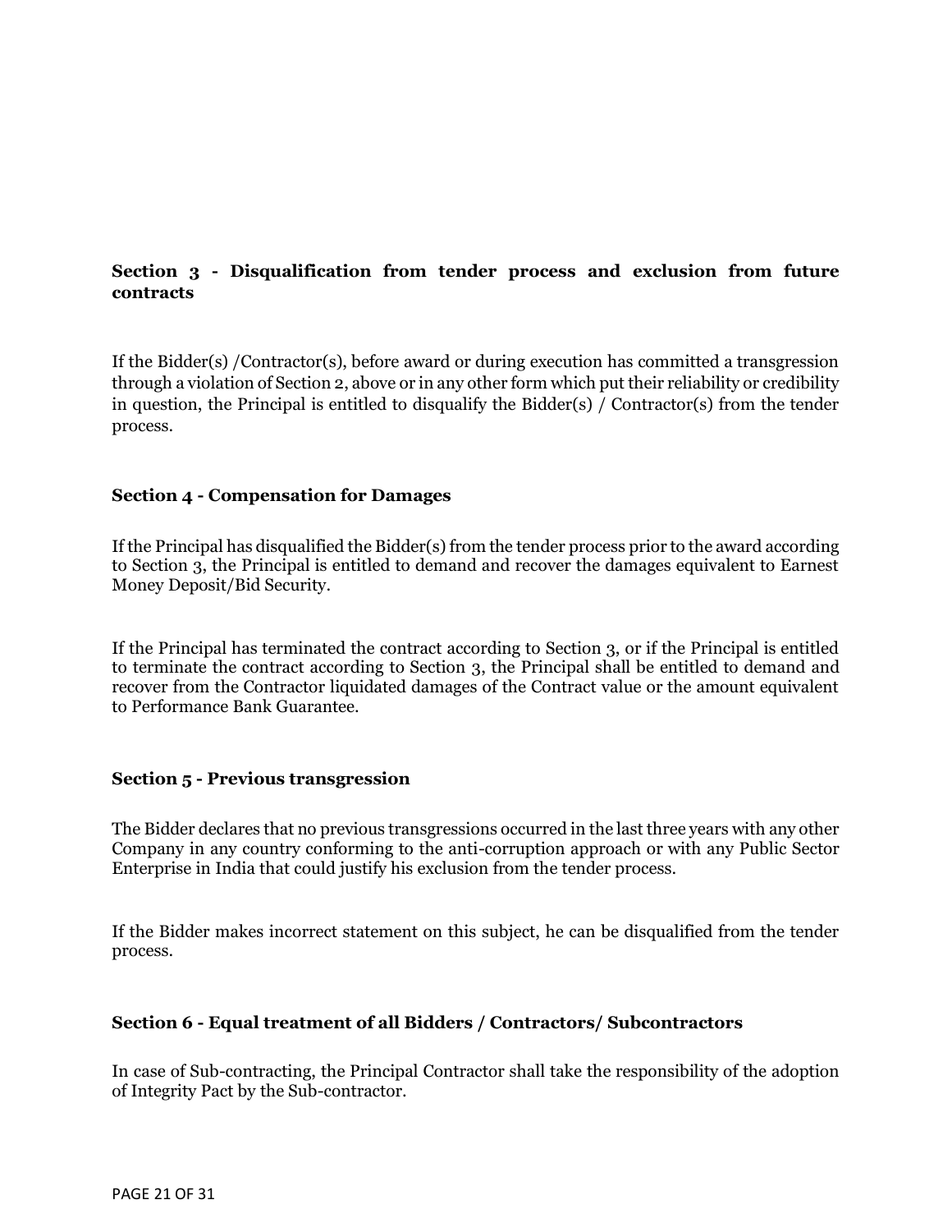### Section 3 - Disqualification from tender process and exclusion from future contracts

If the Bidder(s) /Contractor(s), before award or during execution has committed a transgression through a violation of Section 2, above or in any other form which put their reliability or credibility in question, the Principal is entitled to disqualify the Bidder(s) / Contractor(s) from the tender process.

### Section 4 - Compensation for Damages

If the Principal has disqualified the Bidder(s) from the tender process prior to the award according to Section 3, the Principal is entitled to demand and recover the damages equivalent to Earnest Money Deposit/Bid Security.

If the Principal has terminated the contract according to Section 3, or if the Principal is entitled to terminate the contract according to Section 3, the Principal shall be entitled to demand and recover from the Contractor liquidated damages of the Contract value or the amount equivalent to Performance Bank Guarantee.

### Section 5 - Previous transgression

The Bidder declares that no previous transgressions occurred in the last three years with any other Company in any country conforming to the anti-corruption approach or with any Public Sector Enterprise in India that could justify his exclusion from the tender process.

If the Bidder makes incorrect statement on this subject, he can be disqualified from the tender process.

### Section 6 - Equal treatment of all Bidders / Contractors/ Subcontractors

In case of Sub-contracting, the Principal Contractor shall take the responsibility of the adoption of Integrity Pact by the Sub-contractor.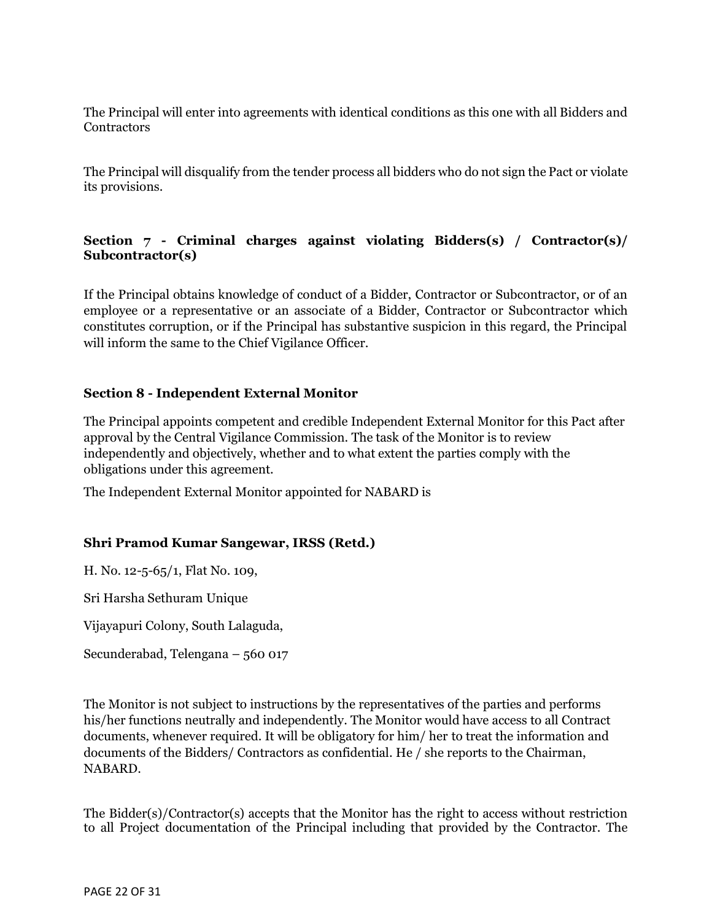The Principal will enter into agreements with identical conditions as this one with all Bidders and Contractors

The Principal will disqualify from the tender process all bidders who do not sign the Pact or violate its provisions.

### Section 7 - Criminal charges against violating Bidders(s) / Contractor(s)/ Subcontractor(s)

If the Principal obtains knowledge of conduct of a Bidder, Contractor or Subcontractor, or of an employee or a representative or an associate of a Bidder, Contractor or Subcontractor which constitutes corruption, or if the Principal has substantive suspicion in this regard, the Principal will inform the same to the Chief Vigilance Officer.

### Section 8 - Independent External Monitor

The Principal appoints competent and credible Independent External Monitor for this Pact after approval by the Central Vigilance Commission. The task of the Monitor is to review independently and objectively, whether and to what extent the parties comply with the obligations under this agreement.

The Independent External Monitor appointed for NABARD is

**Shri Pramod Kumar Sangewar, IRSS (Retd.)**

H. No. 12-5-65/1, Flat No. 109,

Sri Harsha Sethuram Unique

Vijayapuri Colony, South Lalaguda,

Secunderabad, Telengana – 560 017

The Monitor is not subject to instructions by the representatives of the parties and performs his/her functions neutrally and independently. The Monitor would have access to all Contract documents, whenever required. It will be obligatory for him/ her to treat the information and documents of the Bidders/ Contractors as confidential. He / she reports to the Chairman, NABARD.

The Bidder(s)/Contractor(s) accepts that the Monitor has the right to access without restriction to all Project documentation of the Principal including that provided by the Contractor. The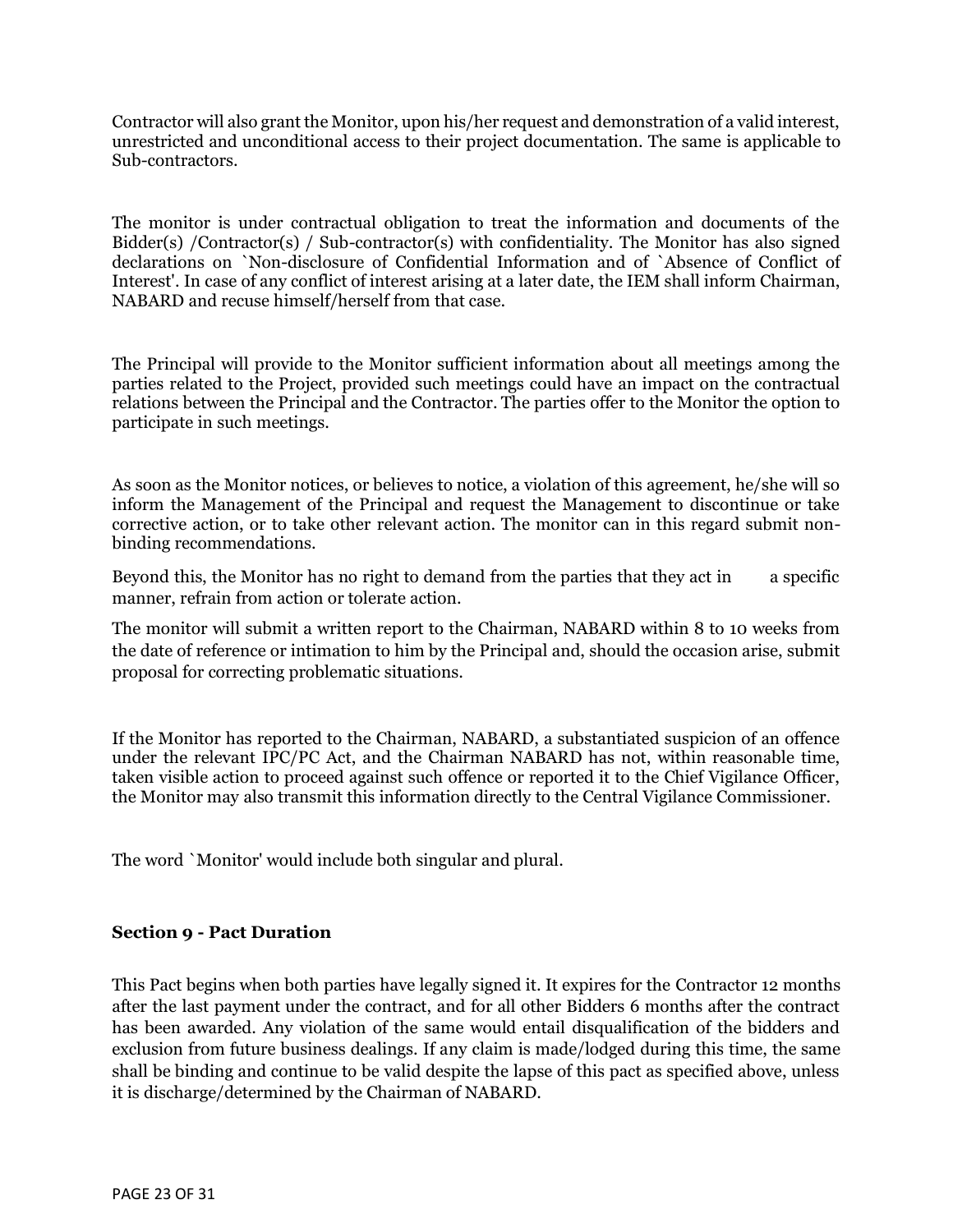Contractor will also grant the Monitor, upon his/her request and demonstration of a valid interest, unrestricted and unconditional access to their project documentation. The same is applicable to Sub-contractors.

The monitor is under contractual obligation to treat the information and documents of the Bidder(s) /Contractor(s) / Sub-contractor(s) with confidentiality. The Monitor has also signed declarations on `Non-disclosure of Confidential Information and of `Absence of Conflict of Interest'. In case of any conflict of interest arising at a later date, the IEM shall inform Chairman, NABARD and recuse himself/herself from that case.

The Principal will provide to the Monitor sufficient information about all meetings among the parties related to the Project, provided such meetings could have an impact on the contractual relations between the Principal and the Contractor. The parties offer to the Monitor the option to participate in such meetings.

As soon as the Monitor notices, or believes to notice, a violation of this agreement, he/she will so inform the Management of the Principal and request the Management to discontinue or take corrective action, or to take other relevant action. The monitor can in this regard submit non-binding recommendations.

Beyond this, the Monitor has no right to demand from the parties that they act in a specific manner, refrain from action or tolerate action.

The monitor will submit a written report to the Chairman, NABARD within 8 to 10 weeks from the date of reference or intimation to him by the Principal and, should the occasion arise, submit proposal for correcting problematic situations.

If the Monitor has reported to the Chairman, NABARD, a substantiated suspicion of an offence under the relevant IPC/PC Act, and the Chairman NABARD has not, within reasonable time, taken visible action to proceed against such offence or reported it to the Chief Vigilance Officer, the Monitor may also transmit this information directly to the Central Vigilance Commissioner.

The word `Monitor' would include both singular and plural.

### Section 9 - Pact Duration

This Pact begins when both parties have legally signed it. It expires for the Contractor 12 months after the last payment under the contract, and for all other Bidders 6 months after the contract has been awarded. Any violation of the same would entail disqualification of the bidders and exclusion from future business dealings. If any claim is made/lodged during this time, the same shall be binding and continue to be valid despite the lapse of this pact as specified above, unless it is discharge/determined by the Chairman of NABARD.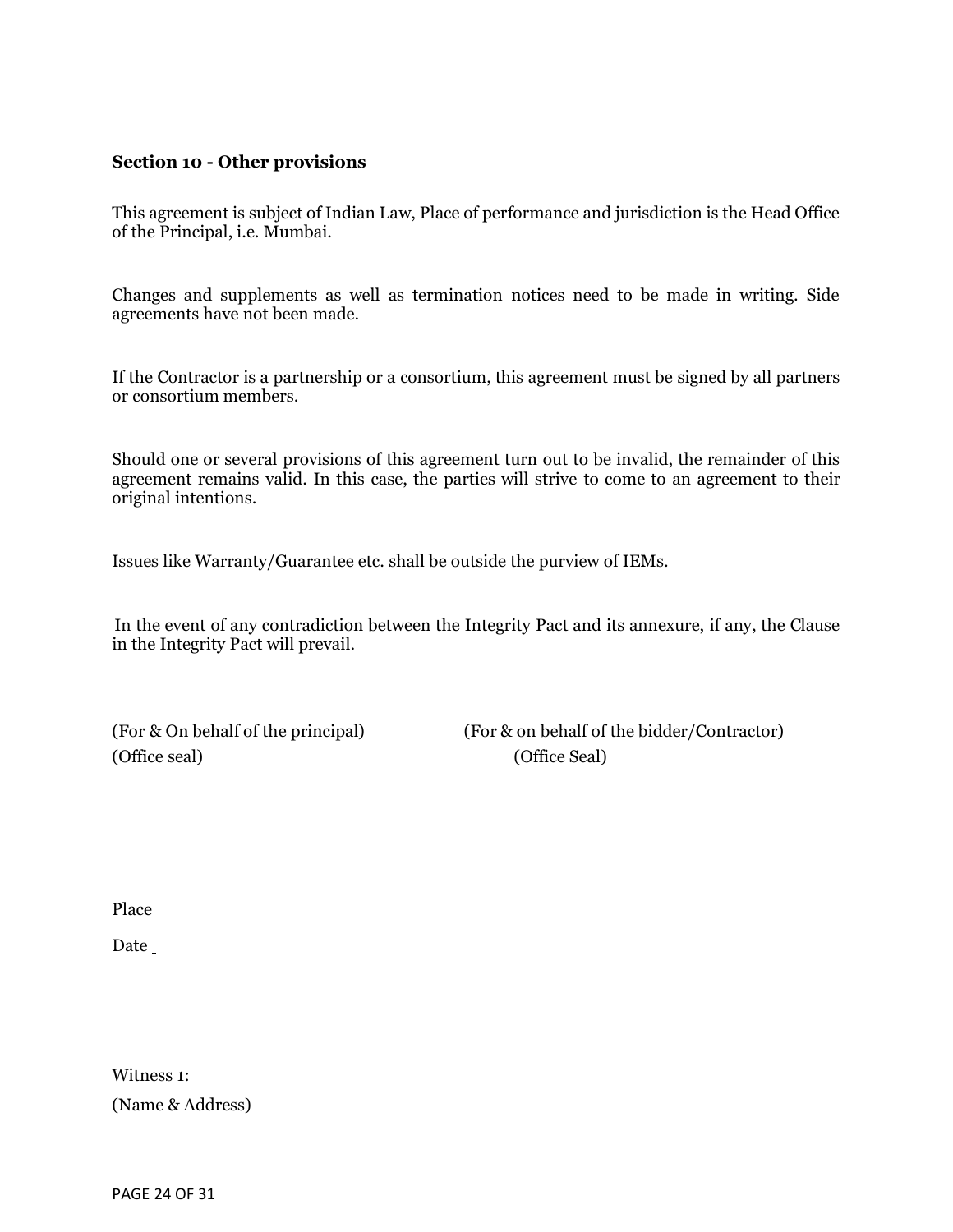**Section 10 - Other provisions**

This agreement is subject of Indian Law, Place of performance and jurisdiction is the Head Office of the Principal, i.e. Mumbai.

Changes and supplements as well as termination notices need to be made in writing. Side agreements have not been made.

If the Contractor is a partnership or a consortium, this agreement must be signed by all partners or consortium members.

Should one or several provisions of this agreement turn out to be invalid, the remainder of this agreement remains valid. In this case, the parties will strive to come to an agreement to their original intentions.

Issues like Warranty/Guarantee etc. shall be outside the purview of IEMs.

In the event of any contradiction between the Integrity Pact and its annexure, if any, the Clause in the Integrity Pact will prevail.

(For & On behalf of the principal)
(Office seal)

(For & on behalf of the bidder/Contractor)
(Office Seal)

Place

Date

Witness 1:

(Name & Address)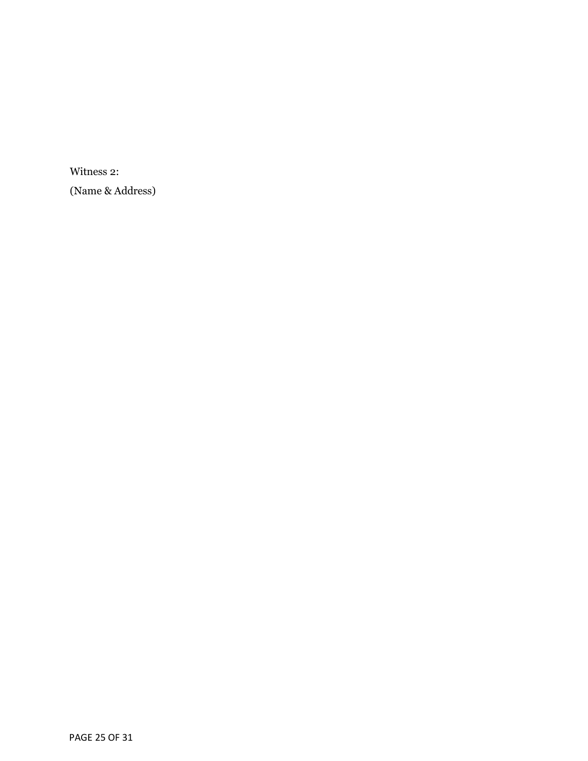Witness 2:

(Name & Address)